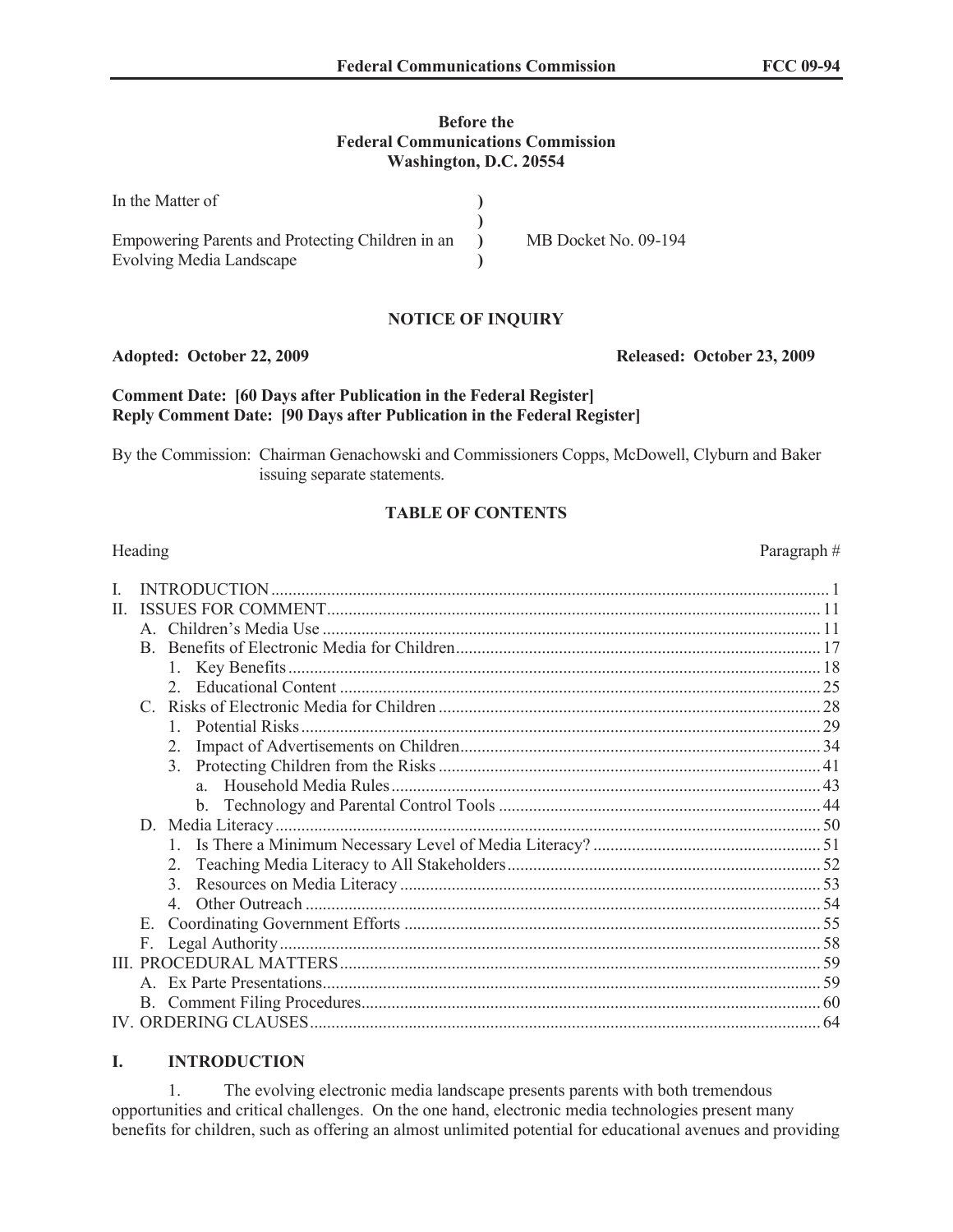**Before the**
**Federal Communications Commission**
**Washington, D.C. 20554**

| | | |
|---|---|---|
| In the Matter of | ) | |
| | ) | |
| Empowering Parents and Protecting Children in an | ) | MB Docket No. 09-194 |
| Evolving Media Landscape | ) | |

**NOTICE OF INQUIRY**

**Adopted: October 22, 2009** **Released: October 23, 2009**

**Comment Date: [60 Days after Publication in the Federal Register]**
**Reply Comment Date: [90 Days after Publication in the Federal Register]**

By the Commission: Chairman Genachowski and Commissioners Copps, McDowell, Clyburn and Baker issuing separate statements.

**TABLE OF CONTENTS**

| Heading | Paragraph # |
|---|---|
| I. INTRODUCTION | 1 |
| II. ISSUES FOR COMMENT | 11 |
| A. Children's Media Use | 11 |
| B. Benefits of Electronic Media for Children | 17 |
| 1. Key Benefits | 18 |
| 2. Educational Content | 25 |
| C. Risks of Electronic Media for Children | 28 |
| 1. Potential Risks | 29 |
| 2. Impact of Advertisements on Children | 34 |
| 3. Protecting Children from the Risks | 41 |
| a. Household Media Rules | 43 |
| b. Technology and Parental Control Tools | 44 |
| D. Media Literacy | 50 |
| 1. Is There a Minimum Necessary Level of Media Literacy? | 51 |
| 2. Teaching Media Literacy to All Stakeholders | 52 |
| 3. Resources on Media Literacy | 53 |
| 4. Other Outreach | 54 |
| E. Coordinating Government Efforts | 55 |
| F. Legal Authority | 58 |
| III. PROCEDURAL MATTERS | 59 |
| A. Ex Parte Presentations | 59 |
| B. Comment Filing Procedures | 60 |
| IV. ORDERING CLAUSES | 64 |

## I. INTRODUCTION

1. The evolving electronic media landscape presents parents with both tremendous opportunities and critical challenges. On the one hand, electronic media technologies present many benefits for children, such as offering an almost unlimited potential for educational avenues and providing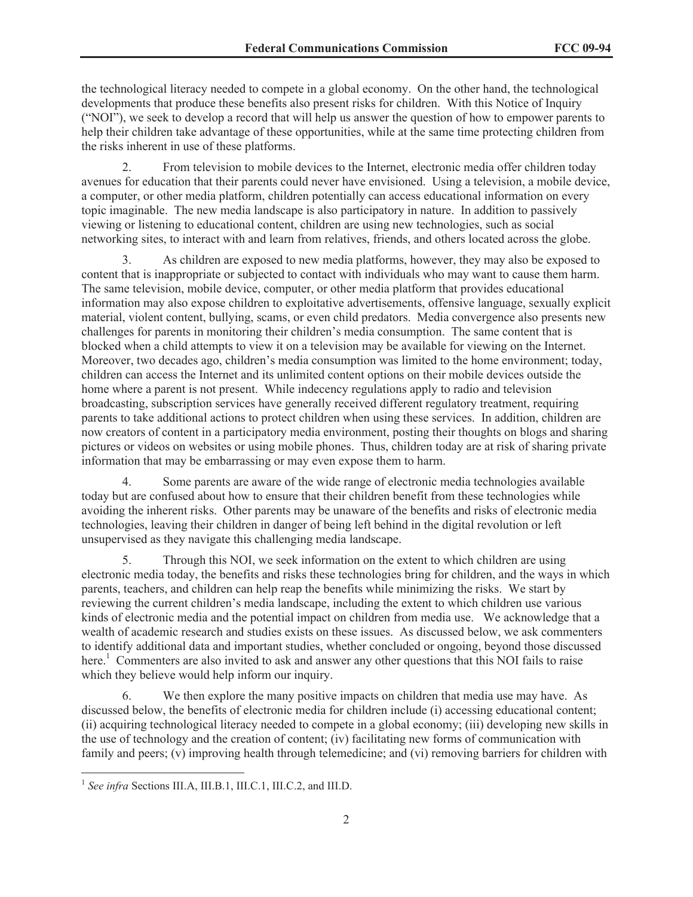the technological literacy needed to compete in a global economy. On the other hand, the technological developments that produce these benefits also present risks for children. With this Notice of Inquiry ("NOI"), we seek to develop a record that will help us answer the question of how to empower parents to help their children take advantage of these opportunities, while at the same time protecting children from the risks inherent in use of these platforms.

2. From television to mobile devices to the Internet, electronic media offer children today avenues for education that their parents could never have envisioned. Using a television, a mobile device, a computer, or other media platform, children potentially can access educational information on every topic imaginable. The new media landscape is also participatory in nature. In addition to passively viewing or listening to educational content, children are using new technologies, such as social networking sites, to interact with and learn from relatives, friends, and others located across the globe.

3. As children are exposed to new media platforms, however, they may also be exposed to content that is inappropriate or subjected to contact with individuals who may want to cause them harm. The same television, mobile device, computer, or other media platform that provides educational information may also expose children to exploitative advertisements, offensive language, sexually explicit material, violent content, bullying, scams, or even child predators. Media convergence also presents new challenges for parents in monitoring their children's media consumption. The same content that is blocked when a child attempts to view it on a television may be available for viewing on the Internet. Moreover, two decades ago, children's media consumption was limited to the home environment; today, children can access the Internet and its unlimited content options on their mobile devices outside the home where a parent is not present. While indecency regulations apply to radio and television broadcasting, subscription services have generally received different regulatory treatment, requiring parents to take additional actions to protect children when using these services. In addition, children are now creators of content in a participatory media environment, posting their thoughts on blogs and sharing pictures or videos on websites or using mobile phones. Thus, children today are at risk of sharing private information that may be embarrassing or may even expose them to harm.

4. Some parents are aware of the wide range of electronic media technologies available today but are confused about how to ensure that their children benefit from these technologies while avoiding the inherent risks. Other parents may be unaware of the benefits and risks of electronic media technologies, leaving their children in danger of being left behind in the digital revolution or left unsupervised as they navigate this challenging media landscape.

5. Through this NOI, we seek information on the extent to which children are using electronic media today, the benefits and risks these technologies bring for children, and the ways in which parents, teachers, and children can help reap the benefits while minimizing the risks. We start by reviewing the current children's media landscape, including the extent to which children use various kinds of electronic media and the potential impact on children from media use. We acknowledge that a wealth of academic research and studies exists on these issues. As discussed below, we ask commenters to identify additional data and important studies, whether concluded or ongoing, beyond those discussed here.[1] Commenters are also invited to ask and answer any other questions that this NOI fails to raise which they believe would help inform our inquiry.

6. We then explore the many positive impacts on children that media use may have. As discussed below, the benefits of electronic media for children include (i) accessing educational content; (ii) acquiring technological literacy needed to compete in a global economy; (iii) developing new skills in the use of technology and the creation of content; (iv) facilitating new forms of communication with family and peers; (v) improving health through telemedicine; and (vi) removing barriers for children with

---

[1] *See infra* Sections III.A, III.B.1, III.C.1, III.C.2, and III.D.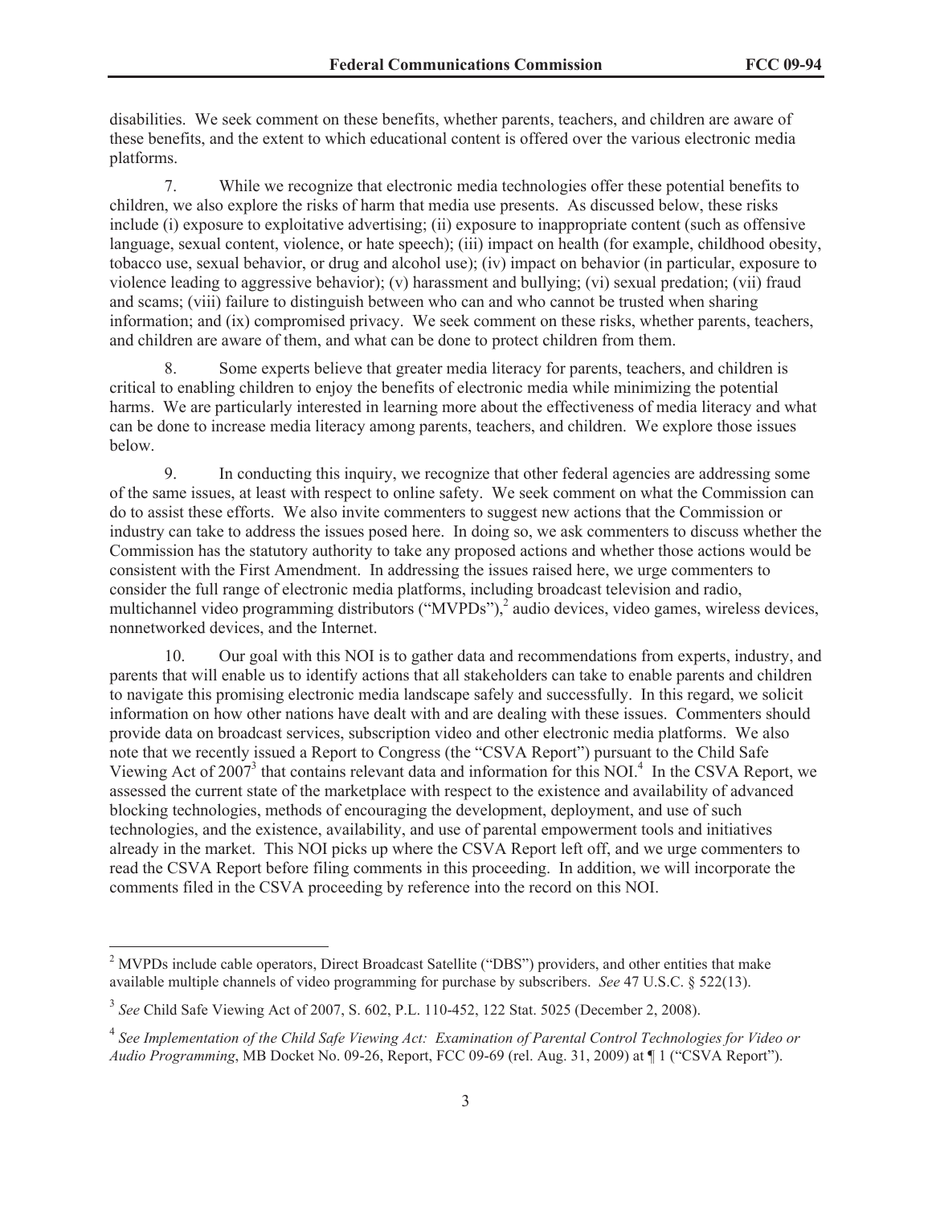disabilities. We seek comment on these benefits, whether parents, teachers, and children are aware of these benefits, and the extent to which educational content is offered over the various electronic media platforms.

7. While we recognize that electronic media technologies offer these potential benefits to children, we also explore the risks of harm that media use presents. As discussed below, these risks include (i) exposure to exploitative advertising; (ii) exposure to inappropriate content (such as offensive language, sexual content, violence, or hate speech); (iii) impact on health (for example, childhood obesity, tobacco use, sexual behavior, or drug and alcohol use); (iv) impact on behavior (in particular, exposure to violence leading to aggressive behavior); (v) harassment and bullying; (vi) sexual predation; (vii) fraud and scams; (viii) failure to distinguish between who can and who cannot be trusted when sharing information; and (ix) compromised privacy. We seek comment on these risks, whether parents, teachers, and children are aware of them, and what can be done to protect children from them.

8. Some experts believe that greater media literacy for parents, teachers, and children is critical to enabling children to enjoy the benefits of electronic media while minimizing the potential harms. We are particularly interested in learning more about the effectiveness of media literacy and what can be done to increase media literacy among parents, teachers, and children. We explore those issues below.

9. In conducting this inquiry, we recognize that other federal agencies are addressing some of the same issues, at least with respect to online safety. We seek comment on what the Commission can do to assist these efforts. We also invite commenters to suggest new actions that the Commission or industry can take to address the issues posed here. In doing so, we ask commenters to discuss whether the Commission has the statutory authority to take any proposed actions and whether those actions would be consistent with the First Amendment. In addressing the issues raised here, we urge commenters to consider the full range of electronic media platforms, including broadcast television and radio, multichannel video programming distributors ("MVPDs"),[2] audio devices, video games, wireless devices, nonnetworked devices, and the Internet.

10. Our goal with this NOI is to gather data and recommendations from experts, industry, and parents that will enable us to identify actions that all stakeholders can take to enable parents and children to navigate this promising electronic media landscape safely and successfully. In this regard, we solicit information on how other nations have dealt with and are dealing with these issues. Commenters should provide data on broadcast services, subscription video and other electronic media platforms. We also note that we recently issued a Report to Congress (the "CSVA Report") pursuant to the Child Safe Viewing Act of 2007[3] that contains relevant data and information for this NOI.[4] In the CSVA Report, we assessed the current state of the marketplace with respect to the existence and availability of advanced blocking technologies, methods of encouraging the development, deployment, and use of such technologies, and the existence, availability, and use of parental empowerment tools and initiatives already in the market. This NOI picks up where the CSVA Report left off, and we urge commenters to read the CSVA Report before filing comments in this proceeding. In addition, we will incorporate the comments filed in the CSVA proceeding by reference into the record on this NOI.

---

[2] MVPDs include cable operators, Direct Broadcast Satellite ("DBS") providers, and other entities that make available multiple channels of video programming for purchase by subscribers. *See* 47 U.S.C. § 522(13).

[3] *See* Child Safe Viewing Act of 2007, S. 602, P.L. 110-452, 122 Stat. 5025 (December 2, 2008).

[4] *See Implementation of the Child Safe Viewing Act: Examination of Parental Control Technologies for Video or Audio Programming*, MB Docket No. 09-26, Report, FCC 09-69 (rel. Aug. 31, 2009) at ¶ 1 ("CSVA Report").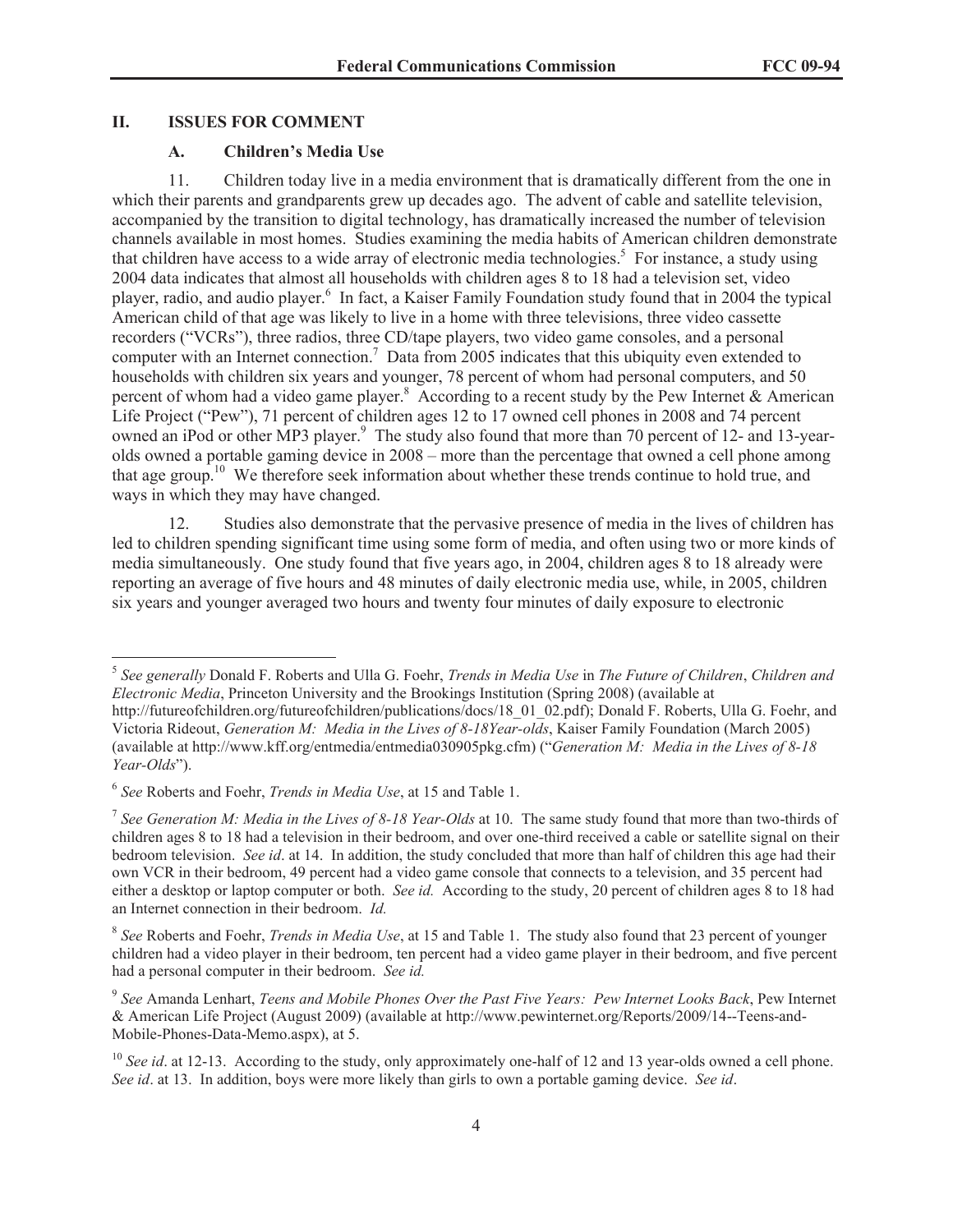## II. ISSUES FOR COMMENT

### A. Children's Media Use

11. Children today live in a media environment that is dramatically different from the one in which their parents and grandparents grew up decades ago. The advent of cable and satellite television, accompanied by the transition to digital technology, has dramatically increased the number of television channels available in most homes. Studies examining the media habits of American children demonstrate that children have access to a wide array of electronic media technologies.[5] For instance, a study using 2004 data indicates that almost all households with children ages 8 to 18 had a television set, video player, radio, and audio player.[6] In fact, a Kaiser Family Foundation study found that in 2004 the typical American child of that age was likely to live in a home with three televisions, three video cassette recorders ("VCRs"), three radios, three CD/tape players, two video game consoles, and a personal computer with an Internet connection.[7] Data from 2005 indicates that this ubiquity even extended to households with children six years and younger, 78 percent of whom had personal computers, and 50 percent of whom had a video game player.[8] According to a recent study by the Pew Internet & American Life Project ("Pew"), 71 percent of children ages 12 to 17 owned cell phones in 2008 and 74 percent owned an iPod or other MP3 player.[9] The study also found that more than 70 percent of 12- and 13-year-olds owned a portable gaming device in 2008 – more than the percentage that owned a cell phone among that age group.[10] We therefore seek information about whether these trends continue to hold true, and ways in which they may have changed.

12. Studies also demonstrate that the pervasive presence of media in the lives of children has led to children spending significant time using some form of media, and often using two or more kinds of media simultaneously. One study found that five years ago, in 2004, children ages 8 to 18 already were reporting an average of five hours and 48 minutes of daily electronic media use, while, in 2005, children six years and younger averaged two hours and twenty four minutes of daily exposure to electronic

---

[5] *See generally* Donald F. Roberts and Ulla G. Foehr, *Trends in Media Use* in *The Future of Children*, *Children and Electronic Media*, Princeton University and the Brookings Institution (Spring 2008) (available at http://futureofchildren.org/futureofchildren/publications/docs/18_01_02.pdf); Donald F. Roberts, Ulla G. Foehr, and Victoria Rideout, *Generation M: Media in the Lives of 8-18Year-olds*, Kaiser Family Foundation (March 2005) (available at http://www.kff.org/entmedia/entmedia030905pkg.cfm) ("*Generation M: Media in the Lives of 8-18 Year-Olds*").

[6] *See* Roberts and Foehr, *Trends in Media Use*, at 15 and Table 1.

[7] *See Generation M: Media in the Lives of 8-18 Year-Olds* at 10. The same study found that more than two-thirds of children ages 8 to 18 had a television in their bedroom, and over one-third received a cable or satellite signal on their bedroom television. *See id*. at 14. In addition, the study concluded that more than half of children this age had their own VCR in their bedroom, 49 percent had a video game console that connects to a television, and 35 percent had either a desktop or laptop computer or both. *See id.* According to the study, 20 percent of children ages 8 to 18 had an Internet connection in their bedroom. *Id.*

[8] *See* Roberts and Foehr, *Trends in Media Use*, at 15 and Table 1. The study also found that 23 percent of younger children had a video player in their bedroom, ten percent had a video game player in their bedroom, and five percent had a personal computer in their bedroom. *See id.*

[9] *See* Amanda Lenhart, *Teens and Mobile Phones Over the Past Five Years: Pew Internet Looks Back*, Pew Internet & American Life Project (August 2009) (available at http://www.pewinternet.org/Reports/2009/14--Teens-and-Mobile-Phones-Data-Memo.aspx), at 5.

[10] *See id*. at 12-13. According to the study, only approximately one-half of 12 and 13 year-olds owned a cell phone. *See id*. at 13. In addition, boys were more likely than girls to own a portable gaming device. *See id*.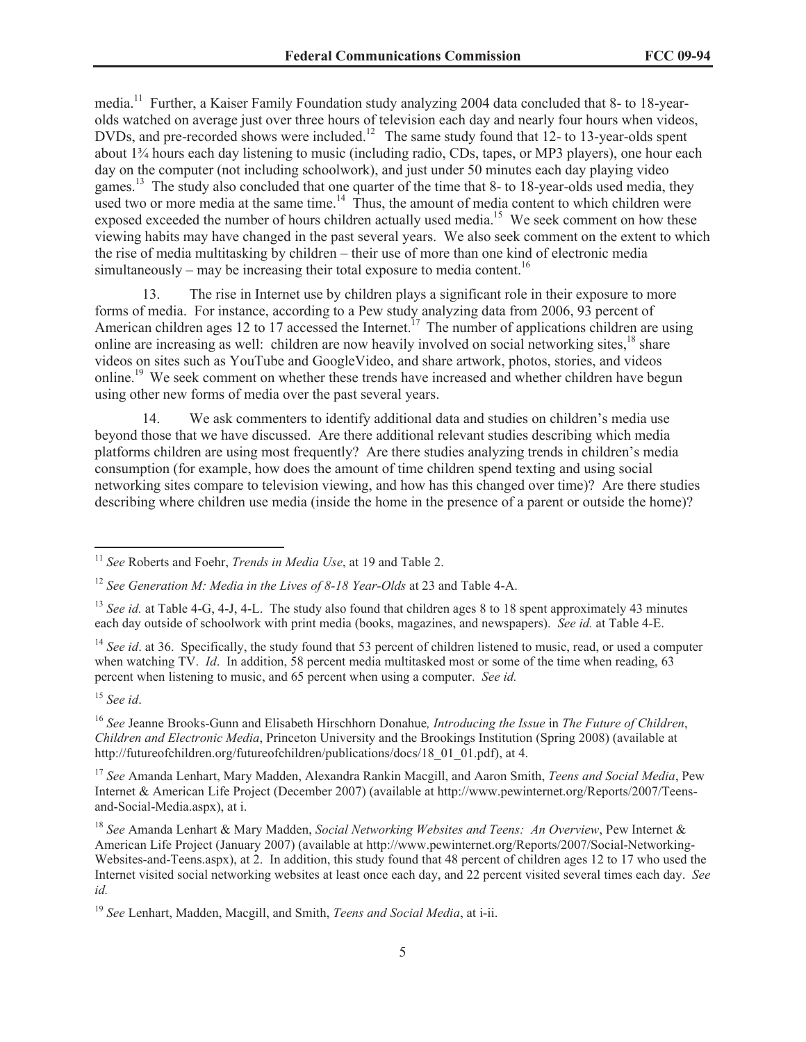media.[11] Further, a Kaiser Family Foundation study analyzing 2004 data concluded that 8- to 18-year-olds watched on average just over three hours of television each day and nearly four hours when videos, DVDs, and pre-recorded shows were included.[12] The same study found that 12- to 13-year-olds spent about 1¾ hours each day listening to music (including radio, CDs, tapes, or MP3 players), one hour each day on the computer (not including schoolwork), and just under 50 minutes each day playing video games.[13] The study also concluded that one quarter of the time that 8- to 18-year-olds used media, they used two or more media at the same time.[14] Thus, the amount of media content to which children were exposed exceeded the number of hours children actually used media.[15] We seek comment on how these viewing habits may have changed in the past several years. We also seek comment on the extent to which the rise of media multitasking by children – their use of more than one kind of electronic media simultaneously – may be increasing their total exposure to media content.[16]

13. The rise in Internet use by children plays a significant role in their exposure to more forms of media. For instance, according to a Pew study analyzing data from 2006, 93 percent of American children ages 12 to 17 accessed the Internet.[17] The number of applications children are using online are increasing as well: children are now heavily involved on social networking sites,[18] share videos on sites such as YouTube and GoogleVideo, and share artwork, photos, stories, and videos online.[19] We seek comment on whether these trends have increased and whether children have begun using other new forms of media over the past several years.

14. We ask commenters to identify additional data and studies on children's media use beyond those that we have discussed. Are there additional relevant studies describing which media platforms children are using most frequently? Are there studies analyzing trends in children's media consumption (for example, how does the amount of time children spend texting and using social networking sites compare to television viewing, and how has this changed over time)? Are there studies describing where children use media (inside the home in the presence of a parent or outside the home)?

---

[11] *See* Roberts and Foehr, *Trends in Media Use*, at 19 and Table 2.

[12] *See Generation M: Media in the Lives of 8-18 Year-Olds* at 23 and Table 4-A.

[13] *See id.* at Table 4-G, 4-J, 4-L. The study also found that children ages 8 to 18 spent approximately 43 minutes each day outside of schoolwork with print media (books, magazines, and newspapers). *See id.* at Table 4-E.

[14] *See id*. at 36. Specifically, the study found that 53 percent of children listened to music, read, or used a computer when watching TV. *Id*. In addition, 58 percent media multitasked most or some of the time when reading, 63 percent when listening to music, and 65 percent when using a computer. *See id.*

[15] *See id*.

[16] *See* Jeanne Brooks-Gunn and Elisabeth Hirschhorn Donahue*, Introducing the Issue* in *The Future of Children*, *Children and Electronic Media*, Princeton University and the Brookings Institution (Spring 2008) (available at http://futureofchildren.org/futureofchildren/publications/docs/18_01_01.pdf), at 4.

[17] *See* Amanda Lenhart, Mary Madden, Alexandra Rankin Macgill, and Aaron Smith, *Teens and Social Media*, Pew Internet & American Life Project (December 2007) (available at http://www.pewinternet.org/Reports/2007/Teens-and-Social-Media.aspx), at i.

[18] *See* Amanda Lenhart & Mary Madden, *Social Networking Websites and Teens: An Overview*, Pew Internet & American Life Project (January 2007) (available at http://www.pewinternet.org/Reports/2007/Social-Networking-Websites-and-Teens.aspx), at 2. In addition, this study found that 48 percent of children ages 12 to 17 who used the Internet visited social networking websites at least once each day, and 22 percent visited several times each day. *See id.*

[19] *See* Lenhart, Madden, Macgill, and Smith, *Teens and Social Media*, at i-ii.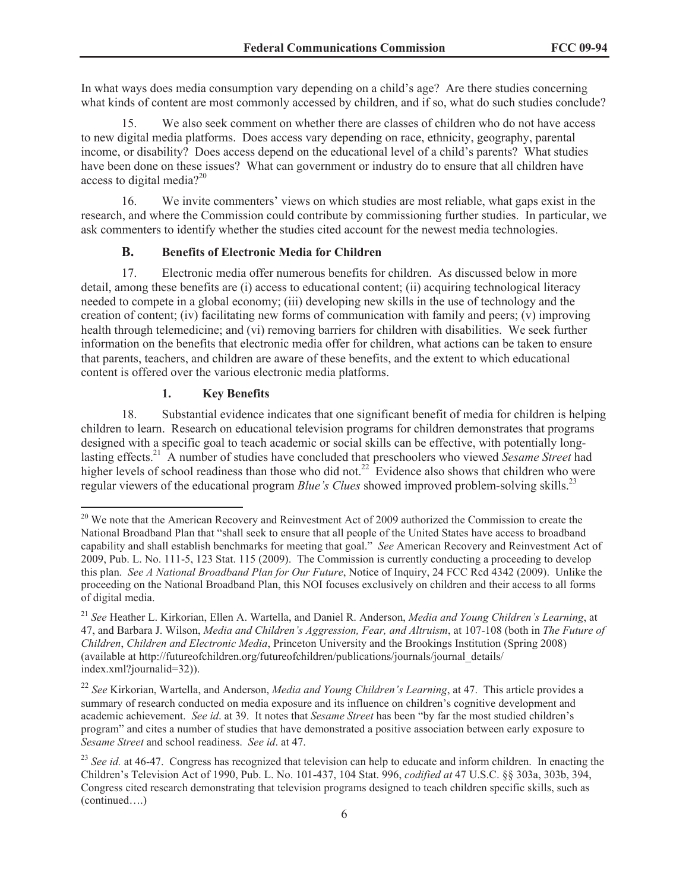In what ways does media consumption vary depending on a child's age? Are there studies concerning what kinds of content are most commonly accessed by children, and if so, what do such studies conclude?

15. We also seek comment on whether there are classes of children who do not have access to new digital media platforms. Does access vary depending on race, ethnicity, geography, parental income, or disability? Does access depend on the educational level of a child's parents? What studies have been done on these issues? What can government or industry do to ensure that all children have access to digital media?[20]

16. We invite commenters' views on which studies are most reliable, what gaps exist in the research, and where the Commission could contribute by commissioning further studies. In particular, we ask commenters to identify whether the studies cited account for the newest media technologies.

### B. Benefits of Electronic Media for Children

17. Electronic media offer numerous benefits for children. As discussed below in more detail, among these benefits are (i) access to educational content; (ii) acquiring technological literacy needed to compete in a global economy; (iii) developing new skills in the use of technology and the creation of content; (iv) facilitating new forms of communication with family and peers; (v) improving health through telemedicine; and (vi) removing barriers for children with disabilities. We seek further information on the benefits that electronic media offer for children, what actions can be taken to ensure that parents, teachers, and children are aware of these benefits, and the extent to which educational content is offered over the various electronic media platforms.

#### 1. Key Benefits

18. Substantial evidence indicates that one significant benefit of media for children is helping children to learn. Research on educational television programs for children demonstrates that programs designed with a specific goal to teach academic or social skills can be effective, with potentially long-lasting effects.[21] A number of studies have concluded that preschoolers who viewed *Sesame Street* had higher levels of school readiness than those who did not.[22] Evidence also shows that children who were regular viewers of the educational program *Blue's Clues* showed improved problem-solving skills.[23]

---

[20] We note that the American Recovery and Reinvestment Act of 2009 authorized the Commission to create the National Broadband Plan that "shall seek to ensure that all people of the United States have access to broadband capability and shall establish benchmarks for meeting that goal." *See* American Recovery and Reinvestment Act of 2009, Pub. L. No. 111-5, 123 Stat. 115 (2009). The Commission is currently conducting a proceeding to develop this plan. *See A National Broadband Plan for Our Future*, Notice of Inquiry, 24 FCC Rcd 4342 (2009). Unlike the proceeding on the National Broadband Plan, this NOI focuses exclusively on children and their access to all forms of digital media.

[21] *See* Heather L. Kirkorian, Ellen A. Wartella, and Daniel R. Anderson, *Media and Young Children's Learning*, at 47, and Barbara J. Wilson, *Media and Children's Aggression, Fear, and Altruism*, at 107-108 (both in *The Future of Children*, *Children and Electronic Media*, Princeton University and the Brookings Institution (Spring 2008) (available at http://futureofchildren.org/futureofchildren/publications/journals/journal_details/index.xml?journalid=32)).

[22] *See* Kirkorian, Wartella, and Anderson, *Media and Young Children's Learning*, at 47. This article provides a summary of research conducted on media exposure and its influence on children's cognitive development and academic achievement. *See id*. at 39. It notes that *Sesame Street* has been "by far the most studied children's program" and cites a number of studies that have demonstrated a positive association between early exposure to *Sesame Street* and school readiness. *See id*. at 47.

[23] *See id.* at 46-47. Congress has recognized that television can help to educate and inform children. In enacting the Children's Television Act of 1990, Pub. L. No. 101-437, 104 Stat. 996, *codified at* 47 U.S.C. §§ 303a, 303b, 394, Congress cited research demonstrating that television programs designed to teach children specific skills, such as (continued….)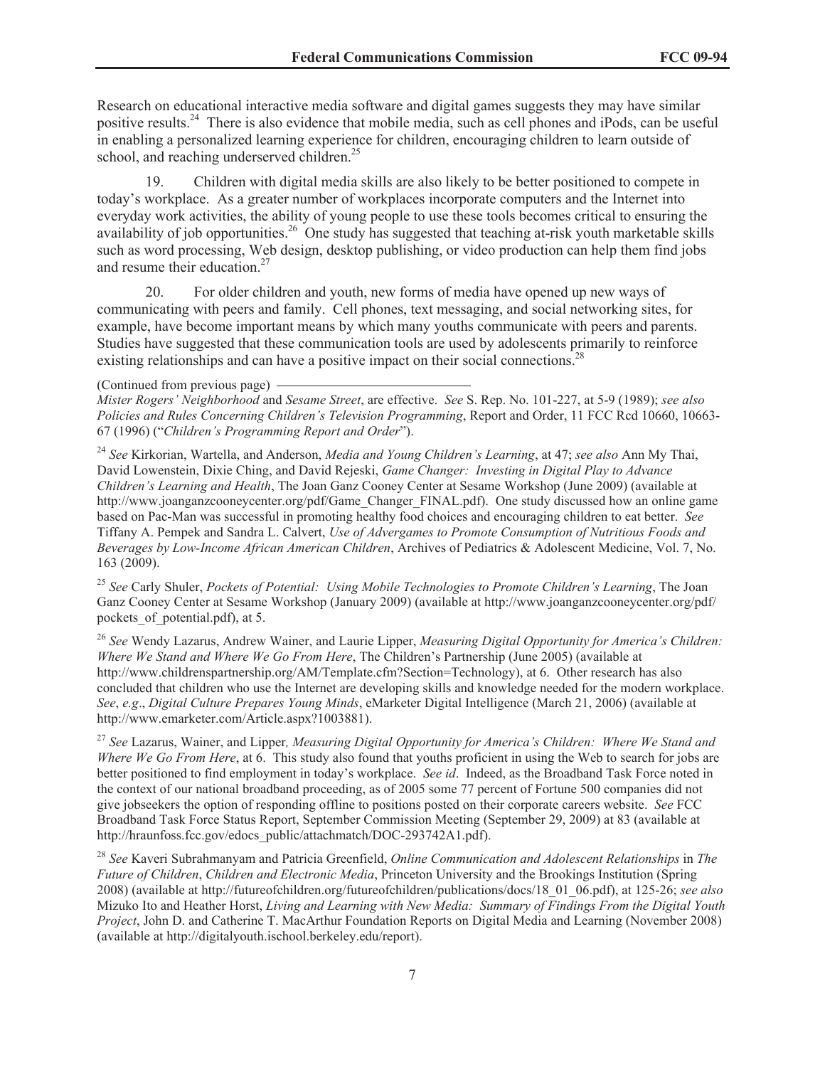Research on educational interactive media software and digital games suggests they may have similar positive results.[24] There is also evidence that mobile media, such as cell phones and iPods, can be useful in enabling a personalized learning experience for children, encouraging children to learn outside of school, and reaching underserved children.[25]

19. Children with digital media skills are also likely to be better positioned to compete in today's workplace. As a greater number of workplaces incorporate computers and the Internet into everyday work activities, the ability of young people to use these tools becomes critical to ensuring the availability of job opportunities.[26] One study has suggested that teaching at-risk youth marketable skills such as word processing, Web design, desktop publishing, or video production can help them find jobs and resume their education.[27]

20. For older children and youth, new forms of media have opened up new ways of communicating with peers and family. Cell phones, text messaging, and social networking sites, for example, have become important means by which many youths communicate with peers and parents. Studies have suggested that these communication tools are used by adolescents primarily to reinforce existing relationships and can have a positive impact on their social connections.[28]

(Continued from previous page)
*Mister Rogers' Neighborhood* and *Sesame Street*, are effective. *See* S. Rep. No. 101-227, at 5-9 (1989); *see also Policies and Rules Concerning Children's Television Programming*, Report and Order, 11 FCC Rcd 10660, 10663-67 (1996) ("*Children's Programming Report and Order*").

[24] *See* Kirkorian, Wartella, and Anderson, *Media and Young Children's Learning*, at 47; *see also* Ann My Thai, David Lowenstein, Dixie Ching, and David Rejeski, *Game Changer: Investing in Digital Play to Advance Children's Learning and Health*, The Joan Ganz Cooney Center at Sesame Workshop (June 2009) (available at http://www.joanganzcooneycenter.org/pdf/Game_Changer_FINAL.pdf). One study discussed how an online game based on Pac-Man was successful in promoting healthy food choices and encouraging children to eat better. *See* Tiffany A. Pempek and Sandra L. Calvert, *Use of Advergames to Promote Consumption of Nutritious Foods and Beverages by Low-Income African American Children*, Archives of Pediatrics & Adolescent Medicine, Vol. 7, No. 163 (2009).

[25] *See* Carly Shuler, *Pockets of Potential: Using Mobile Technologies to Promote Children's Learning*, The Joan Ganz Cooney Center at Sesame Workshop (January 2009) (available at http://www.joanganzcooneycenter.org/pdf/pockets_of_potential.pdf), at 5.

[26] *See* Wendy Lazarus, Andrew Wainer, and Laurie Lipper, *Measuring Digital Opportunity for America's Children: Where We Stand and Where We Go From Here*, The Children's Partnership (June 2005) (available at http://www.childrenspartnership.org/AM/Template.cfm?Section=Technology), at 6. Other research has also concluded that children who use the Internet are developing skills and knowledge needed for the modern workplace. *See*, *e.g*., *Digital Culture Prepares Young Minds*, eMarketer Digital Intelligence (March 21, 2006) (available at http://www.emarketer.com/Article.aspx?1003881).

[27] *See* Lazarus, Wainer, and Lipper*, Measuring Digital Opportunity for America's Children: Where We Stand and Where We Go From Here*, at 6. This study also found that youths proficient in using the Web to search for jobs are better positioned to find employment in today's workplace. *See id*. Indeed, as the Broadband Task Force noted in the context of our national broadband proceeding, as of 2005 some 77 percent of Fortune 500 companies did not give jobseekers the option of responding offline to positions posted on their corporate careers website. *See* FCC Broadband Task Force Status Report, September Commission Meeting (September 29, 2009) at 83 (available at http://hraunfoss.fcc.gov/edocs_public/attachmatch/DOC-293742A1.pdf).

[28] *See* Kaveri Subrahmanyam and Patricia Greenfield, *Online Communication and Adolescent Relationships* in *The Future of Children*, *Children and Electronic Media*, Princeton University and the Brookings Institution (Spring 2008) (available at http://futureofchildren.org/futureofchildren/publications/docs/18_01_06.pdf), at 125-26; *see also* Mizuko Ito and Heather Horst, *Living and Learning with New Media: Summary of Findings From the Digital Youth Project*, John D. and Catherine T. MacArthur Foundation Reports on Digital Media and Learning (November 2008) (available at http://digitalyouth.ischool.berkeley.edu/report).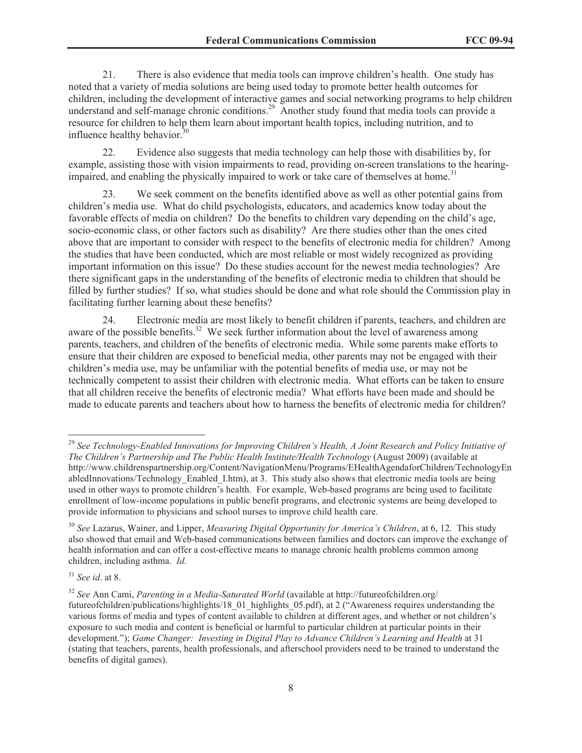21. There is also evidence that media tools can improve children's health. One study has noted that a variety of media solutions are being used today to promote better health outcomes for children, including the development of interactive games and social networking programs to help children understand and self-manage chronic conditions.[29] Another study found that media tools can provide a resource for children to help them learn about important health topics, including nutrition, and to influence healthy behavior.[30]

22. Evidence also suggests that media technology can help those with disabilities by, for example, assisting those with vision impairments to read, providing on-screen translations to the hearing-impaired, and enabling the physically impaired to work or take care of themselves at home.[31]

23. We seek comment on the benefits identified above as well as other potential gains from children's media use. What do child psychologists, educators, and academics know today about the favorable effects of media on children? Do the benefits to children vary depending on the child's age, socio-economic class, or other factors such as disability? Are there studies other than the ones cited above that are important to consider with respect to the benefits of electronic media for children? Among the studies that have been conducted, which are most reliable or most widely recognized as providing important information on this issue? Do these studies account for the newest media technologies? Are there significant gaps in the understanding of the benefits of electronic media to children that should be filled by further studies? If so, what studies should be done and what role should the Commission play in facilitating further learning about these benefits?

24. Electronic media are most likely to benefit children if parents, teachers, and children are aware of the possible benefits.[32] We seek further information about the level of awareness among parents, teachers, and children of the benefits of electronic media. While some parents make efforts to ensure that their children are exposed to beneficial media, other parents may not be engaged with their children's media use, may be unfamiliar with the potential benefits of media use, or may not be technically competent to assist their children with electronic media. What efforts can be taken to ensure that all children receive the benefits of electronic media? What efforts have been made and should be made to educate parents and teachers about how to harness the benefits of electronic media for children?

---

[29] *See Technology-Enabled Innovations for Improving Children's Health, A Joint Research and Policy Initiative of The Children's Partnership and The Public Health Institute/Health Technology* (August 2009) (available at http://www.childrenspartnership.org/Content/NavigationMenu/Programs/EHealthAgendaforChildren/TechnologyEnabledInnovations/Technology_Enabled_I.htm), at 3. This study also shows that electronic media tools are being used in other ways to promote children's health. For example, Web-based programs are being used to facilitate enrollment of low-income populations in public benefit programs, and electronic systems are being developed to provide information to physicians and school nurses to improve child health care.

[30] *See* Lazarus, Wainer, and Lipper, *Measuring Digital Opportunity for America's Children*, at 6, 12. This study also showed that email and Web-based communications between families and doctors can improve the exchange of health information and can offer a cost-effective means to manage chronic health problems common among children, including asthma. *Id.*

[31] *See id*. at 8.

[32] *See* Ann Cami, *Parenting in a Media-Saturated World* (available at http://futureofchildren.org/futureofchildren/publications/highlights/18_01_highlights_05.pdf), at 2 ("Awareness requires understanding the various forms of media and types of content available to children at different ages, and whether or not children's exposure to such media and content is beneficial or harmful to particular children at particular points in their development."); *Game Changer: Investing in Digital Play to Advance Children's Learning and Health* at 31 (stating that teachers, parents, health professionals, and afterschool providers need to be trained to understand the benefits of digital games).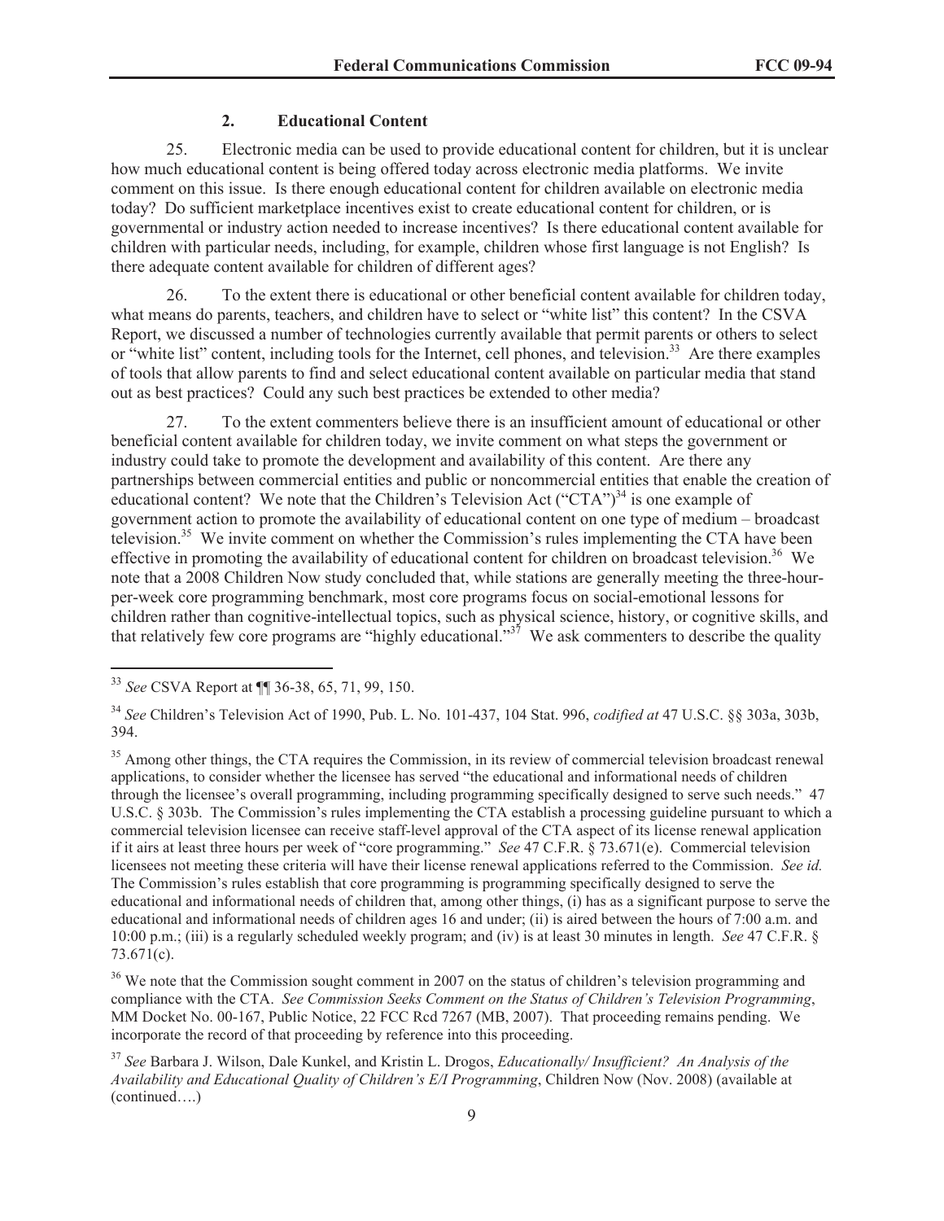### 2. Educational Content

25. Electronic media can be used to provide educational content for children, but it is unclear how much educational content is being offered today across electronic media platforms. We invite comment on this issue. Is there enough educational content for children available on electronic media today? Do sufficient marketplace incentives exist to create educational content for children, or is governmental or industry action needed to increase incentives? Is there educational content available for children with particular needs, including, for example, children whose first language is not English? Is there adequate content available for children of different ages?

26. To the extent there is educational or other beneficial content available for children today, what means do parents, teachers, and children have to select or "white list" this content? In the CSVA Report, we discussed a number of technologies currently available that permit parents or others to select or "white list" content, including tools for the Internet, cell phones, and television.[33] Are there examples of tools that allow parents to find and select educational content available on particular media that stand out as best practices? Could any such best practices be extended to other media?

27. To the extent commenters believe there is an insufficient amount of educational or other beneficial content available for children today, we invite comment on what steps the government or industry could take to promote the development and availability of this content. Are there any partnerships between commercial entities and public or noncommercial entities that enable the creation of educational content? We note that the Children's Television Act ("CTA")[34] is one example of government action to promote the availability of educational content on one type of medium – broadcast television.[35] We invite comment on whether the Commission's rules implementing the CTA have been effective in promoting the availability of educational content for children on broadcast television.[36] We note that a 2008 Children Now study concluded that, while stations are generally meeting the three-hour-per-week core programming benchmark, most core programs focus on social-emotional lessons for children rather than cognitive-intellectual topics, such as physical science, history, or cognitive skills, and that relatively few core programs are "highly educational."[37] We ask commenters to describe the quality

---

[33] *See* CSVA Report at ¶¶ 36-38, 65, 71, 99, 150.

[34] *See* Children's Television Act of 1990, Pub. L. No. 101-437, 104 Stat. 996, *codified at* 47 U.S.C. §§ 303a, 303b, 394.

[35] Among other things, the CTA requires the Commission, in its review of commercial television broadcast renewal applications, to consider whether the licensee has served "the educational and informational needs of children through the licensee's overall programming, including programming specifically designed to serve such needs." 47 U.S.C. § 303b. The Commission's rules implementing the CTA establish a processing guideline pursuant to which a commercial television licensee can receive staff-level approval of the CTA aspect of its license renewal application if it airs at least three hours per week of "core programming." *See* 47 C.F.R. § 73.671(e). Commercial television licensees not meeting these criteria will have their license renewal applications referred to the Commission. *See id.* The Commission's rules establish that core programming is programming specifically designed to serve the educational and informational needs of children that, among other things, (i) has as a significant purpose to serve the educational and informational needs of children ages 16 and under; (ii) is aired between the hours of 7:00 a.m. and 10:00 p.m.; (iii) is a regularly scheduled weekly program; and (iv) is at least 30 minutes in length. *See* 47 C.F.R. § 73.671(c).

[36] We note that the Commission sought comment in 2007 on the status of children's television programming and compliance with the CTA. *See Commission Seeks Comment on the Status of Children's Television Programming*, MM Docket No. 00-167, Public Notice, 22 FCC Rcd 7267 (MB, 2007). That proceeding remains pending. We incorporate the record of that proceeding by reference into this proceeding.

[37] *See* Barbara J. Wilson, Dale Kunkel, and Kristin L. Drogos, *Educationally/ Insufficient? An Analysis of the Availability and Educational Quality of Children's E/I Programming*, Children Now (Nov. 2008) (available at (continued….)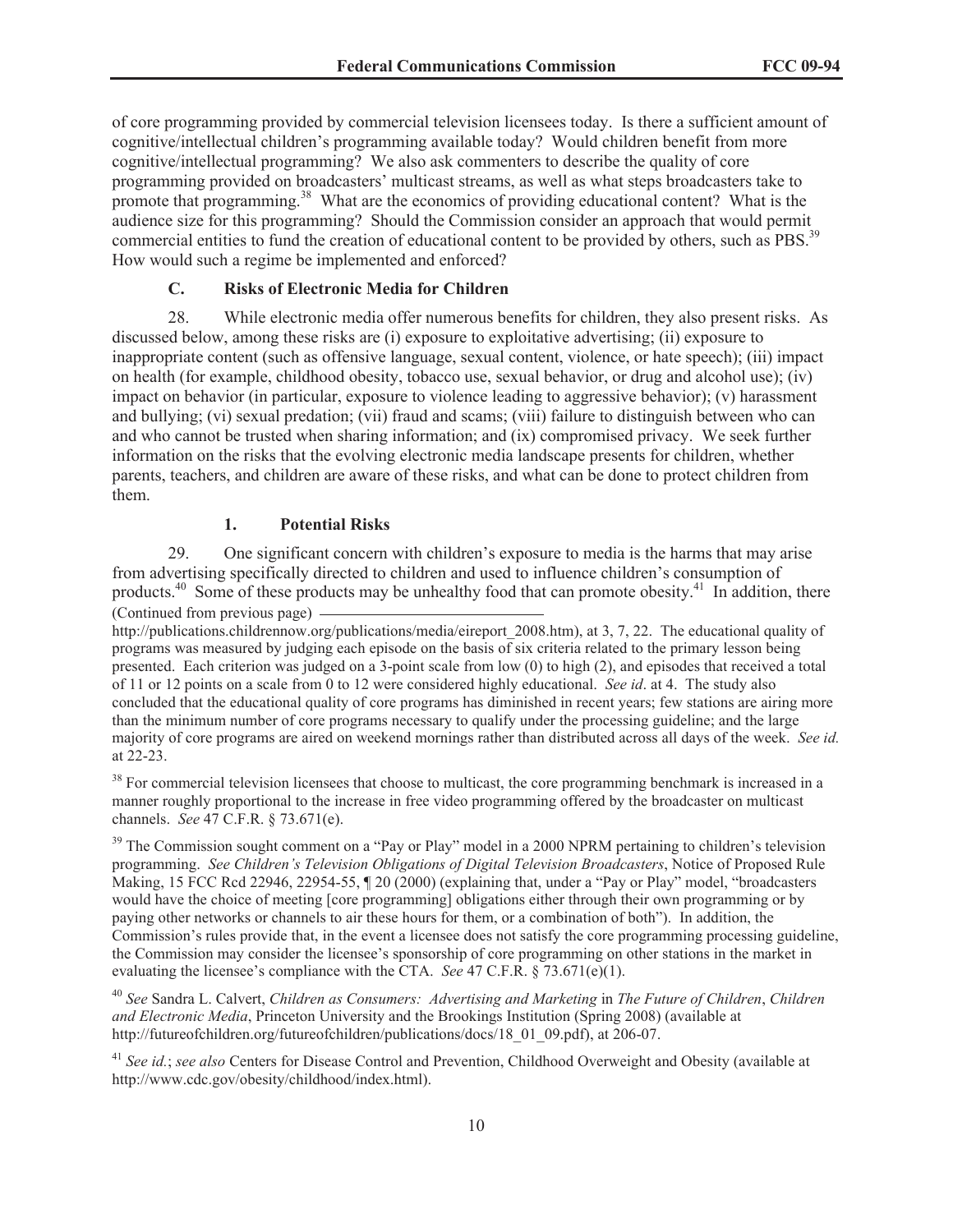of core programming provided by commercial television licensees today. Is there a sufficient amount of cognitive/intellectual children's programming available today? Would children benefit from more cognitive/intellectual programming? We also ask commenters to describe the quality of core programming provided on broadcasters' multicast streams, as well as what steps broadcasters take to promote that programming.[38] What are the economics of providing educational content? What is the audience size for this programming? Should the Commission consider an approach that would permit commercial entities to fund the creation of educational content to be provided by others, such as PBS.[39] How would such a regime be implemented and enforced?

### C. Risks of Electronic Media for Children

28. While electronic media offer numerous benefits for children, they also present risks. As discussed below, among these risks are (i) exposure to exploitative advertising; (ii) exposure to inappropriate content (such as offensive language, sexual content, violence, or hate speech); (iii) impact on health (for example, childhood obesity, tobacco use, sexual behavior, or drug and alcohol use); (iv) impact on behavior (in particular, exposure to violence leading to aggressive behavior); (v) harassment and bullying; (vi) sexual predation; (vii) fraud and scams; (viii) failure to distinguish between who can and who cannot be trusted when sharing information; and (ix) compromised privacy. We seek further information on the risks that the evolving electronic media landscape presents for children, whether parents, teachers, and children are aware of these risks, and what can be done to protect children from them.

#### 1. Potential Risks

29. One significant concern with children's exposure to media is the harms that may arise from advertising specifically directed to children and used to influence children's consumption of products.[40] Some of these products may be unhealthy food that can promote obesity.[41] In addition, there

(Continued from previous page)
http://publications.childrennow.org/publications/media/eireport_2008.htm), at 3, 7, 22. The educational quality of programs was measured by judging each episode on the basis of six criteria related to the primary lesson being presented. Each criterion was judged on a 3-point scale from low (0) to high (2), and episodes that received a total of 11 or 12 points on a scale from 0 to 12 were considered highly educational. *See id*. at 4. The study also concluded that the educational quality of core programs has diminished in recent years; few stations are airing more than the minimum number of core programs necessary to qualify under the processing guideline; and the large majority of core programs are aired on weekend mornings rather than distributed across all days of the week. *See id.* at 22-23.

[38] For commercial television licensees that choose to multicast, the core programming benchmark is increased in a manner roughly proportional to the increase in free video programming offered by the broadcaster on multicast channels. *See* 47 C.F.R. § 73.671(e).

[39] The Commission sought comment on a "Pay or Play" model in a 2000 NPRM pertaining to children's television programming. *See Children's Television Obligations of Digital Television Broadcasters*, Notice of Proposed Rule Making, 15 FCC Rcd 22946, 22954-55, ¶ 20 (2000) (explaining that, under a "Pay or Play" model, "broadcasters would have the choice of meeting [core programming] obligations either through their own programming or by paying other networks or channels to air these hours for them, or a combination of both"). In addition, the Commission's rules provide that, in the event a licensee does not satisfy the core programming processing guideline, the Commission may consider the licensee's sponsorship of core programming on other stations in the market in evaluating the licensee's compliance with the CTA. *See* 47 C.F.R. § 73.671(e)(1).

[40] *See* Sandra L. Calvert, *Children as Consumers: Advertising and Marketing* in *The Future of Children*, *Children and Electronic Media*, Princeton University and the Brookings Institution (Spring 2008) (available at http://futureofchildren.org/futureofchildren/publications/docs/18_01_09.pdf), at 206-07.

[41] *See id.*; *see also* Centers for Disease Control and Prevention, Childhood Overweight and Obesity (available at http://www.cdc.gov/obesity/childhood/index.html).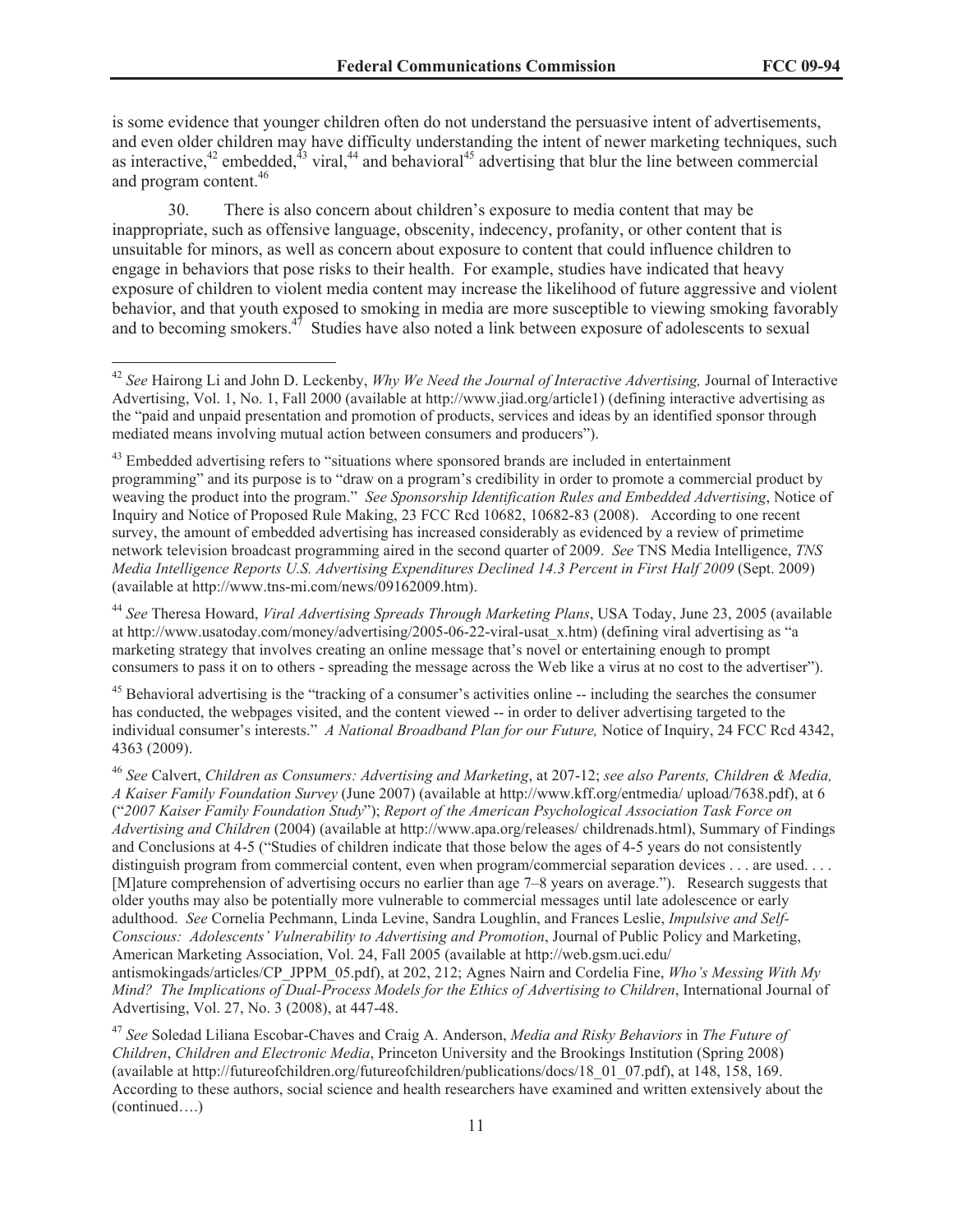is some evidence that younger children often do not understand the persuasive intent of advertisements, and even older children may have difficulty understanding the intent of newer marketing techniques, such as interactive,[42] embedded,[43] viral,[44] and behavioral[45] advertising that blur the line between commercial and program content.[46]

30. There is also concern about children's exposure to media content that may be inappropriate, such as offensive language, obscenity, indecency, profanity, or other content that is unsuitable for minors, as well as concern about exposure to content that could influence children to engage in behaviors that pose risks to their health. For example, studies have indicated that heavy exposure of children to violent media content may increase the likelihood of future aggressive and violent behavior, and that youth exposed to smoking in media are more susceptible to viewing smoking favorably and to becoming smokers.[47] Studies have also noted a link between exposure of adolescents to sexual

---

[42] *See* Hairong Li and John D. Leckenby, *Why We Need the Journal of Interactive Advertising,* Journal of Interactive Advertising, Vol. 1, No. 1, Fall 2000 (available at http://www.jiad.org/article1) (defining interactive advertising as the "paid and unpaid presentation and promotion of products, services and ideas by an identified sponsor through mediated means involving mutual action between consumers and producers").

[43] Embedded advertising refers to "situations where sponsored brands are included in entertainment programming" and its purpose is to "draw on a program's credibility in order to promote a commercial product by weaving the product into the program." *See Sponsorship Identification Rules and Embedded Advertising*, Notice of Inquiry and Notice of Proposed Rule Making, 23 FCC Rcd 10682, 10682-83 (2008). According to one recent survey, the amount of embedded advertising has increased considerably as evidenced by a review of primetime network television broadcast programming aired in the second quarter of 2009. *See* TNS Media Intelligence, *TNS Media Intelligence Reports U.S. Advertising Expenditures Declined 14.3 Percent in First Half 2009* (Sept. 2009) (available at http://www.tns-mi.com/news/09162009.htm).

[44] *See* Theresa Howard, *Viral Advertising Spreads Through Marketing Plans*, USA Today, June 23, 2005 (available at http://www.usatoday.com/money/advertising/2005-06-22-viral-usat_x.htm) (defining viral advertising as "a marketing strategy that involves creating an online message that's novel or entertaining enough to prompt consumers to pass it on to others - spreading the message across the Web like a virus at no cost to the advertiser").

[45] Behavioral advertising is the "tracking of a consumer's activities online -- including the searches the consumer has conducted, the webpages visited, and the content viewed -- in order to deliver advertising targeted to the individual consumer's interests." *A National Broadband Plan for our Future,* Notice of Inquiry, 24 FCC Rcd 4342, 4363 (2009).

[46] *See* Calvert, *Children as Consumers: Advertising and Marketing*, at 207-12; *see also Parents, Children & Media, A Kaiser Family Foundation Survey* (June 2007) (available at http://www.kff.org/entmedia/ upload/7638.pdf), at 6 ("*2007 Kaiser Family Foundation Study*"); *Report of the American Psychological Association Task Force on Advertising and Children* (2004) (available at http://www.apa.org/releases/ childrenads.html), Summary of Findings and Conclusions at 4-5 ("Studies of children indicate that those below the ages of 4-5 years do not consistently distinguish program from commercial content, even when program/commercial separation devices . . . are used. . . . [M]ature comprehension of advertising occurs no earlier than age 7–8 years on average."). Research suggests that older youths may also be potentially more vulnerable to commercial messages until late adolescence or early adulthood. *See* Cornelia Pechmann, Linda Levine, Sandra Loughlin, and Frances Leslie, *Impulsive and Self-Conscious: Adolescents' Vulnerability to Advertising and Promotion*, Journal of Public Policy and Marketing, American Marketing Association, Vol. 24, Fall 2005 (available at http://web.gsm.uci.edu/ antismokingads/articles/CP_JPPM_05.pdf), at 202, 212; Agnes Nairn and Cordelia Fine, *Who's Messing With My Mind? The Implications of Dual-Process Models for the Ethics of Advertising to Children*, International Journal of Advertising, Vol. 27, No. 3 (2008), at 447-48.

[47] *See* Soledad Liliana Escobar-Chaves and Craig A. Anderson, *Media and Risky Behaviors* in *The Future of Children*, *Children and Electronic Media*, Princeton University and the Brookings Institution (Spring 2008) (available at http://futureofchildren.org/futureofchildren/publications/docs/18_01_07.pdf), at 148, 158, 169. According to these authors, social science and health researchers have examined and written extensively about the (continued….)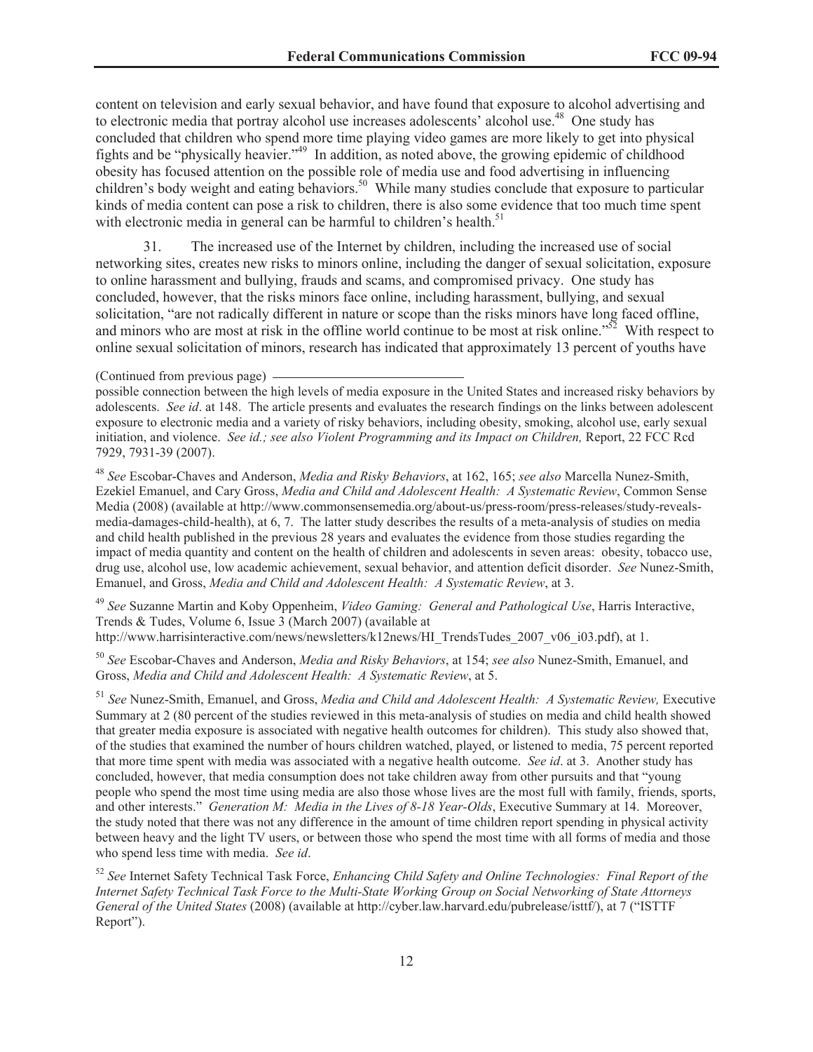content on television and early sexual behavior, and have found that exposure to alcohol advertising and to electronic media that portray alcohol use increases adolescents' alcohol use.[48] One study has concluded that children who spend more time playing video games are more likely to get into physical fights and be "physically heavier."[49] In addition, as noted above, the growing epidemic of childhood obesity has focused attention on the possible role of media use and food advertising in influencing children's body weight and eating behaviors.[50] While many studies conclude that exposure to particular kinds of media content can pose a risk to children, there is also some evidence that too much time spent with electronic media in general can be harmful to children's health.[51]

31. The increased use of the Internet by children, including the increased use of social networking sites, creates new risks to minors online, including the danger of sexual solicitation, exposure to online harassment and bullying, frauds and scams, and compromised privacy. One study has concluded, however, that the risks minors face online, including harassment, bullying, and sexual solicitation, "are not radically different in nature or scope than the risks minors have long faced offline, and minors who are most at risk in the offline world continue to be most at risk online."[52] With respect to online sexual solicitation of minors, research has indicated that approximately 13 percent of youths have

(Continued from previous page)

possible connection between the high levels of media exposure in the United States and increased risky behaviors by adolescents. *See id*. at 148. The article presents and evaluates the research findings on the links between adolescent exposure to electronic media and a variety of risky behaviors, including obesity, smoking, alcohol use, early sexual initiation, and violence. *See id.; see also Violent Programming and its Impact on Children,* Report, 22 FCC Rcd 7929, 7931-39 (2007).

[48] *See* Escobar-Chaves and Anderson, *Media and Risky Behaviors*, at 162, 165; *see also* Marcella Nunez-Smith, Ezekiel Emanuel, and Cary Gross, *Media and Child and Adolescent Health: A Systematic Review*, Common Sense Media (2008) (available at http://www.commonsensemedia.org/about-us/press-room/press-releases/study-reveals-media-damages-child-health), at 6, 7. The latter study describes the results of a meta-analysis of studies on media and child health published in the previous 28 years and evaluates the evidence from those studies regarding the impact of media quantity and content on the health of children and adolescents in seven areas: obesity, tobacco use, drug use, alcohol use, low academic achievement, sexual behavior, and attention deficit disorder. *See* Nunez-Smith, Emanuel, and Gross, *Media and Child and Adolescent Health: A Systematic Review*, at 3.

[49] *See* Suzanne Martin and Koby Oppenheim, *Video Gaming: General and Pathological Use*, Harris Interactive, Trends & Tudes, Volume 6, Issue 3 (March 2007) (available at http://www.harrisinteractive.com/news/newsletters/k12news/HI_TrendsTudes_2007_v06_i03.pdf), at 1.

[50] *See* Escobar-Chaves and Anderson, *Media and Risky Behaviors*, at 154; *see also* Nunez-Smith, Emanuel, and Gross, *Media and Child and Adolescent Health: A Systematic Review*, at 5.

[51] *See* Nunez-Smith, Emanuel, and Gross, *Media and Child and Adolescent Health: A Systematic Review,* Executive Summary at 2 (80 percent of the studies reviewed in this meta-analysis of studies on media and child health showed that greater media exposure is associated with negative health outcomes for children). This study also showed that, of the studies that examined the number of hours children watched, played, or listened to media, 75 percent reported that more time spent with media was associated with a negative health outcome. *See id*. at 3. Another study has concluded, however, that media consumption does not take children away from other pursuits and that "young people who spend the most time using media are also those whose lives are the most full with family, friends, sports, and other interests." *Generation M: Media in the Lives of 8-18 Year-Olds*, Executive Summary at 14. Moreover, the study noted that there was not any difference in the amount of time children report spending in physical activity between heavy and the light TV users, or between those who spend the most time with all forms of media and those who spend less time with media. *See id*.

[52] *See* Internet Safety Technical Task Force, *Enhancing Child Safety and Online Technologies: Final Report of the Internet Safety Technical Task Force to the Multi-State Working Group on Social Networking of State Attorneys General of the United States* (2008) (available at http://cyber.law.harvard.edu/pubrelease/isttf/), at 7 ("ISTTF Report").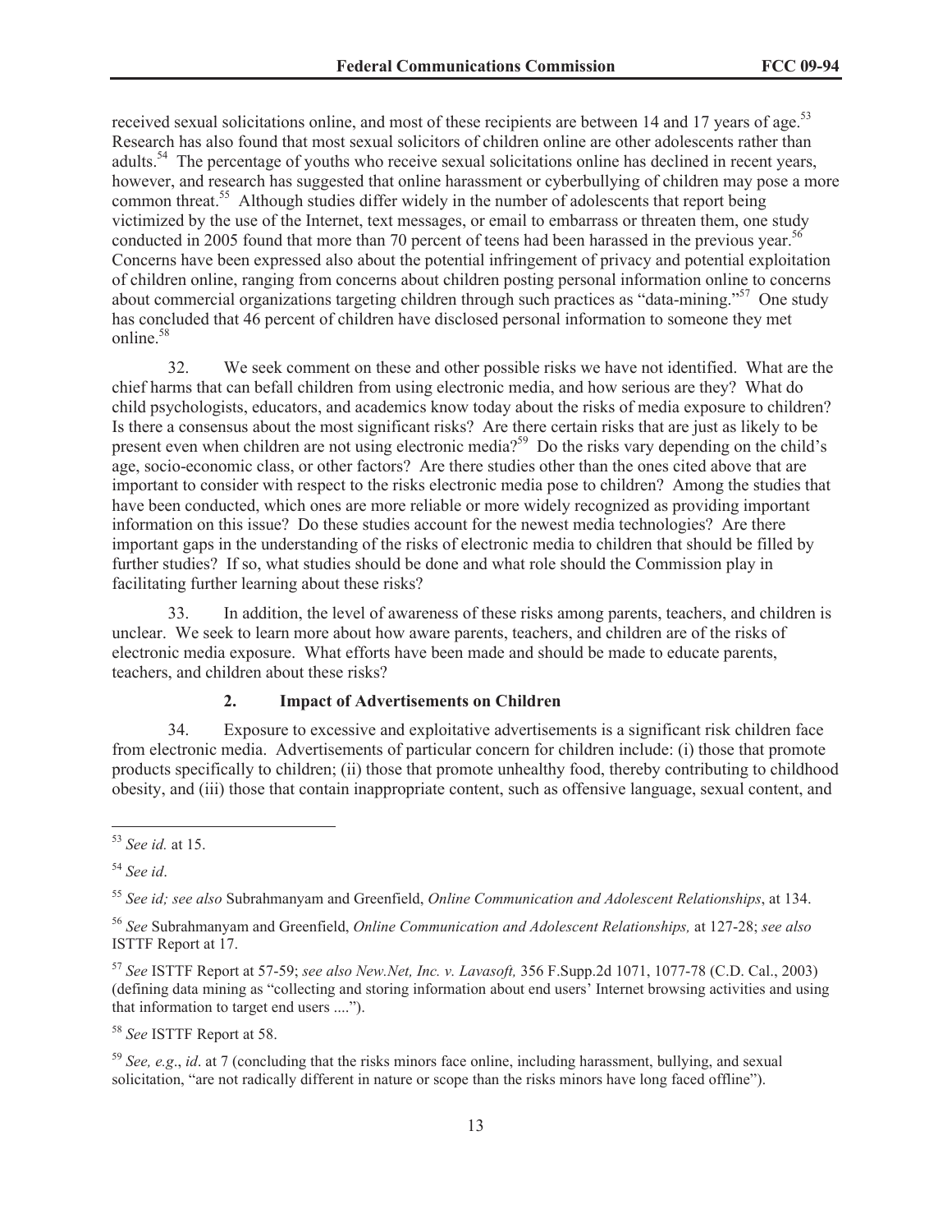received sexual solicitations online, and most of these recipients are between 14 and 17 years of age.[53] Research has also found that most sexual solicitors of children online are other adolescents rather than adults.[54] The percentage of youths who receive sexual solicitations online has declined in recent years, however, and research has suggested that online harassment or cyberbullying of children may pose a more common threat.[55] Although studies differ widely in the number of adolescents that report being victimized by the use of the Internet, text messages, or email to embarrass or threaten them, one study conducted in 2005 found that more than 70 percent of teens had been harassed in the previous year.[56] Concerns have been expressed also about the potential infringement of privacy and potential exploitation of children online, ranging from concerns about children posting personal information online to concerns about commercial organizations targeting children through such practices as "data-mining."[57] One study has concluded that 46 percent of children have disclosed personal information to someone they met online.[58]

32. We seek comment on these and other possible risks we have not identified. What are the chief harms that can befall children from using electronic media, and how serious are they? What do child psychologists, educators, and academics know today about the risks of media exposure to children? Is there a consensus about the most significant risks? Are there certain risks that are just as likely to be present even when children are not using electronic media?[59] Do the risks vary depending on the child's age, socio-economic class, or other factors? Are there studies other than the ones cited above that are important to consider with respect to the risks electronic media pose to children? Among the studies that have been conducted, which ones are more reliable or more widely recognized as providing important information on this issue? Do these studies account for the newest media technologies? Are there important gaps in the understanding of the risks of electronic media to children that should be filled by further studies? If so, what studies should be done and what role should the Commission play in facilitating further learning about these risks?

33. In addition, the level of awareness of these risks among parents, teachers, and children is unclear. We seek to learn more about how aware parents, teachers, and children are of the risks of electronic media exposure. What efforts have been made and should be made to educate parents, teachers, and children about these risks?

### 2. Impact of Advertisements on Children

34. Exposure to excessive and exploitative advertisements is a significant risk children face from electronic media. Advertisements of particular concern for children include: (i) those that promote products specifically to children; (ii) those that promote unhealthy food, thereby contributing to childhood obesity, and (iii) those that contain inappropriate content, such as offensive language, sexual content, and

---

[53] *See id.* at 15.

[54] *See id*.

[55] *See id; see also* Subrahmanyam and Greenfield, *Online Communication and Adolescent Relationships*, at 134.

[56] *See* Subrahmanyam and Greenfield, *Online Communication and Adolescent Relationships,* at 127-28; *see also* ISTTF Report at 17.

[57] *See* ISTTF Report at 57-59; *see also New.Net, Inc. v. Lavasoft,* 356 F.Supp.2d 1071, 1077-78 (C.D. Cal., 2003) (defining data mining as "collecting and storing information about end users' Internet browsing activities and using that information to target end users ....").

[58] *See* ISTTF Report at 58.

[59] *See, e.g*., *id*. at 7 (concluding that the risks minors face online, including harassment, bullying, and sexual solicitation, "are not radically different in nature or scope than the risks minors have long faced offline").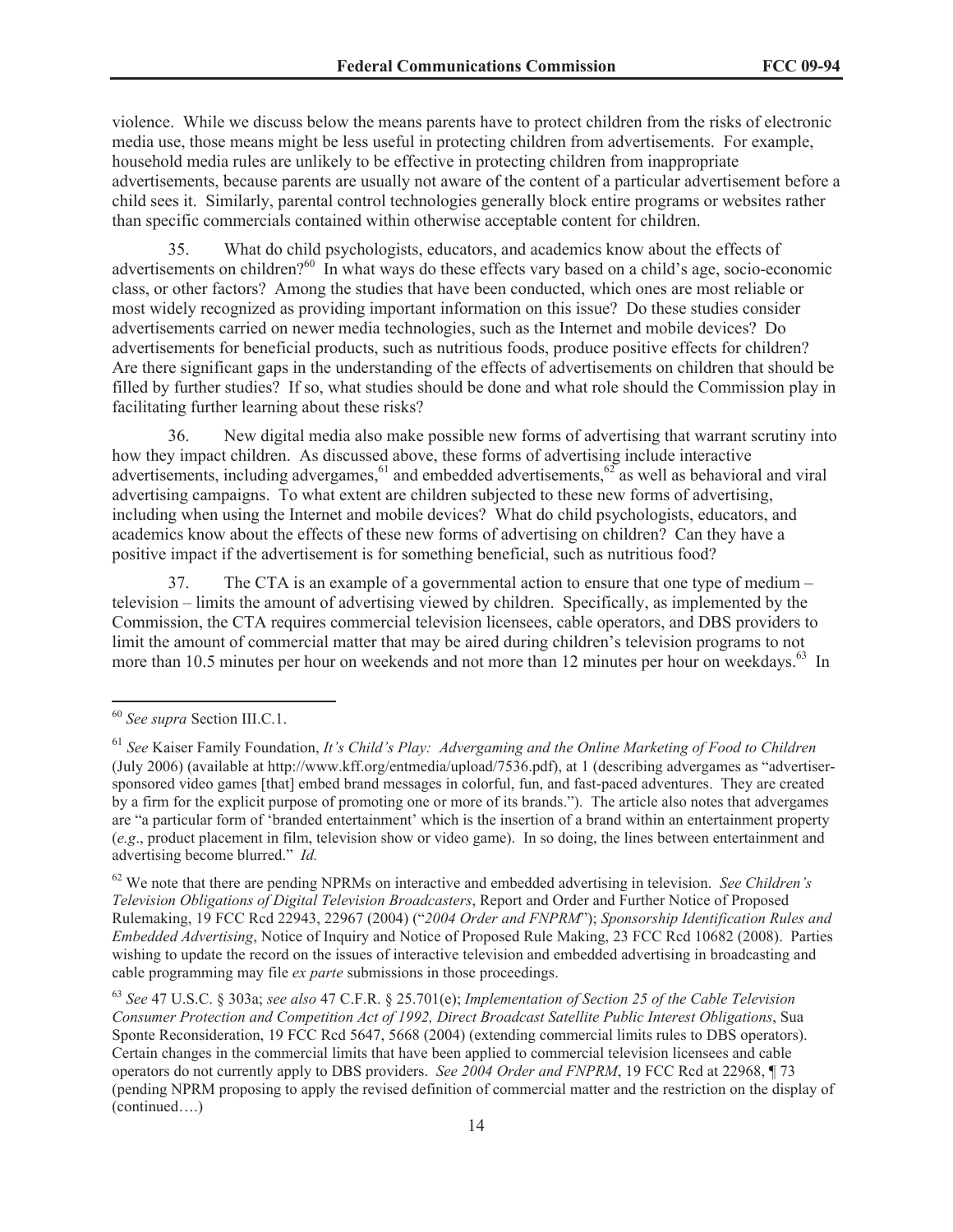violence. While we discuss below the means parents have to protect children from the risks of electronic media use, those means might be less useful in protecting children from advertisements. For example, household media rules are unlikely to be effective in protecting children from inappropriate advertisements, because parents are usually not aware of the content of a particular advertisement before a child sees it. Similarly, parental control technologies generally block entire programs or websites rather than specific commercials contained within otherwise acceptable content for children.

35. What do child psychologists, educators, and academics know about the effects of advertisements on children?[60] In what ways do these effects vary based on a child's age, socio-economic class, or other factors? Among the studies that have been conducted, which ones are most reliable or most widely recognized as providing important information on this issue? Do these studies consider advertisements carried on newer media technologies, such as the Internet and mobile devices? Do advertisements for beneficial products, such as nutritious foods, produce positive effects for children? Are there significant gaps in the understanding of the effects of advertisements on children that should be filled by further studies? If so, what studies should be done and what role should the Commission play in facilitating further learning about these risks?

36. New digital media also make possible new forms of advertising that warrant scrutiny into how they impact children. As discussed above, these forms of advertising include interactive advertisements, including advergames,[61] and embedded advertisements,[62] as well as behavioral and viral advertising campaigns. To what extent are children subjected to these new forms of advertising, including when using the Internet and mobile devices? What do child psychologists, educators, and academics know about the effects of these new forms of advertising on children? Can they have a positive impact if the advertisement is for something beneficial, such as nutritious food?

37. The CTA is an example of a governmental action to ensure that one type of medium – television – limits the amount of advertising viewed by children. Specifically, as implemented by the Commission, the CTA requires commercial television licensees, cable operators, and DBS providers to limit the amount of commercial matter that may be aired during children's television programs to not more than 10.5 minutes per hour on weekends and not more than 12 minutes per hour on weekdays.[63] In

---

[60] *See supra* Section III.C.1.

[61] *See* Kaiser Family Foundation, *It's Child's Play: Advergaming and the Online Marketing of Food to Children* (July 2006) (available at http://www.kff.org/entmedia/upload/7536.pdf), at 1 (describing advergames as "advertiser-sponsored video games [that] embed brand messages in colorful, fun, and fast-paced adventures. They are created by a firm for the explicit purpose of promoting one or more of its brands."). The article also notes that advergames are "a particular form of 'branded entertainment' which is the insertion of a brand within an entertainment property (*e.g*., product placement in film, television show or video game). In so doing, the lines between entertainment and advertising become blurred." *Id.*

[62] We note that there are pending NPRMs on interactive and embedded advertising in television. *See Children's Television Obligations of Digital Television Broadcasters*, Report and Order and Further Notice of Proposed Rulemaking, 19 FCC Rcd 22943, 22967 (2004) ("*2004 Order and FNPRM*"); *Sponsorship Identification Rules and Embedded Advertising*, Notice of Inquiry and Notice of Proposed Rule Making, 23 FCC Rcd 10682 (2008). Parties wishing to update the record on the issues of interactive television and embedded advertising in broadcasting and cable programming may file *ex parte* submissions in those proceedings.

[63] *See* 47 U.S.C. § 303a; *see also* 47 C.F.R. § 25.701(e); *Implementation of Section 25 of the Cable Television Consumer Protection and Competition Act of 1992, Direct Broadcast Satellite Public Interest Obligations*, Sua Sponte Reconsideration, 19 FCC Rcd 5647, 5668 (2004) (extending commercial limits rules to DBS operators). Certain changes in the commercial limits that have been applied to commercial television licensees and cable operators do not currently apply to DBS providers. *See 2004 Order and FNPRM*, 19 FCC Rcd at 22968, ¶ 73 (pending NPRM proposing to apply the revised definition of commercial matter and the restriction on the display of (continued….)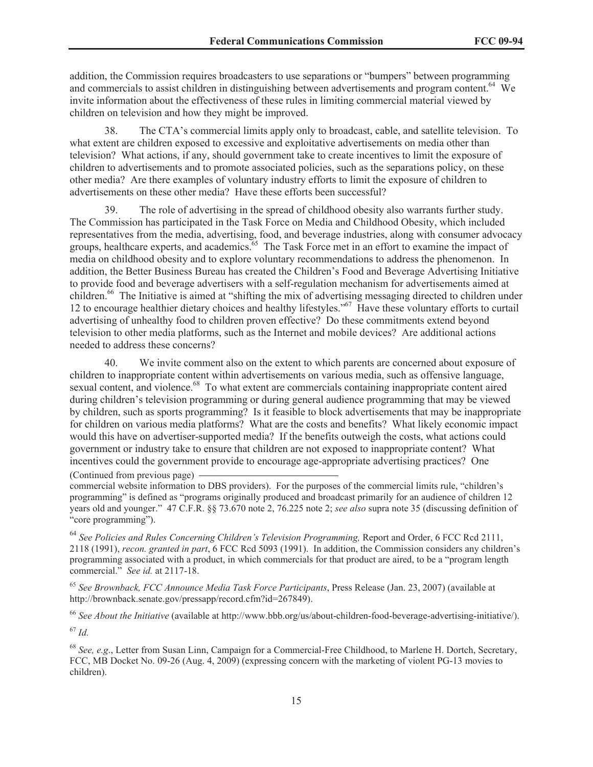addition, the Commission requires broadcasters to use separations or "bumpers" between programming and commercials to assist children in distinguishing between advertisements and program content.[64] We invite information about the effectiveness of these rules in limiting commercial material viewed by children on television and how they might be improved.

38. The CTA's commercial limits apply only to broadcast, cable, and satellite television. To what extent are children exposed to excessive and exploitative advertisements on media other than television? What actions, if any, should government take to create incentives to limit the exposure of children to advertisements and to promote associated policies, such as the separations policy, on these other media? Are there examples of voluntary industry efforts to limit the exposure of children to advertisements on these other media? Have these efforts been successful?

39. The role of advertising in the spread of childhood obesity also warrants further study. The Commission has participated in the Task Force on Media and Childhood Obesity, which included representatives from the media, advertising, food, and beverage industries, along with consumer advocacy groups, healthcare experts, and academics.[65] The Task Force met in an effort to examine the impact of media on childhood obesity and to explore voluntary recommendations to address the phenomenon. In addition, the Better Business Bureau has created the Children's Food and Beverage Advertising Initiative to provide food and beverage advertisers with a self-regulation mechanism for advertisements aimed at children.[66] The Initiative is aimed at "shifting the mix of advertising messaging directed to children under 12 to encourage healthier dietary choices and healthy lifestyles."[67] Have these voluntary efforts to curtail advertising of unhealthy food to children proven effective? Do these commitments extend beyond television to other media platforms, such as the Internet and mobile devices? Are additional actions needed to address these concerns?

40. We invite comment also on the extent to which parents are concerned about exposure of children to inappropriate content within advertisements on various media, such as offensive language, sexual content, and violence.[68] To what extent are commercials containing inappropriate content aired during children's television programming or during general audience programming that may be viewed by children, such as sports programming? Is it feasible to block advertisements that may be inappropriate for children on various media platforms? What are the costs and benefits? What likely economic impact would this have on advertiser-supported media? If the benefits outweigh the costs, what actions could government or industry take to ensure that children are not exposed to inappropriate content? What incentives could the government provide to encourage age-appropriate advertising practices? One

(Continued from previous page)

commercial website information to DBS providers). For the purposes of the commercial limits rule, "children's programming" is defined as "programs originally produced and broadcast primarily for an audience of children 12 years old and younger." 47 C.F.R. §§ 73.670 note 2, 76.225 note 2; *see also* supra note 35 (discussing definition of "core programming").

[64] *See Policies and Rules Concerning Children's Television Programming,* Report and Order, 6 FCC Rcd 2111, 2118 (1991), *recon. granted in part*, 6 FCC Rcd 5093 (1991). In addition, the Commission considers any children's programming associated with a product, in which commercials for that product are aired, to be a "program length commercial." *See id.* at 2117-18.

[65] *See Brownback, FCC Announce Media Task Force Participants*, Press Release (Jan. 23, 2007) (available at http://brownback.senate.gov/pressapp/record.cfm?id=267849).

[66] *See About the Initiative* (available at http://www.bbb.org/us/about-children-food-beverage-advertising-initiative/).

[67] *Id.*

[68] *See, e.g*., Letter from Susan Linn, Campaign for a Commercial-Free Childhood, to Marlene H. Dortch, Secretary, FCC, MB Docket No. 09-26 (Aug. 4, 2009) (expressing concern with the marketing of violent PG-13 movies to children).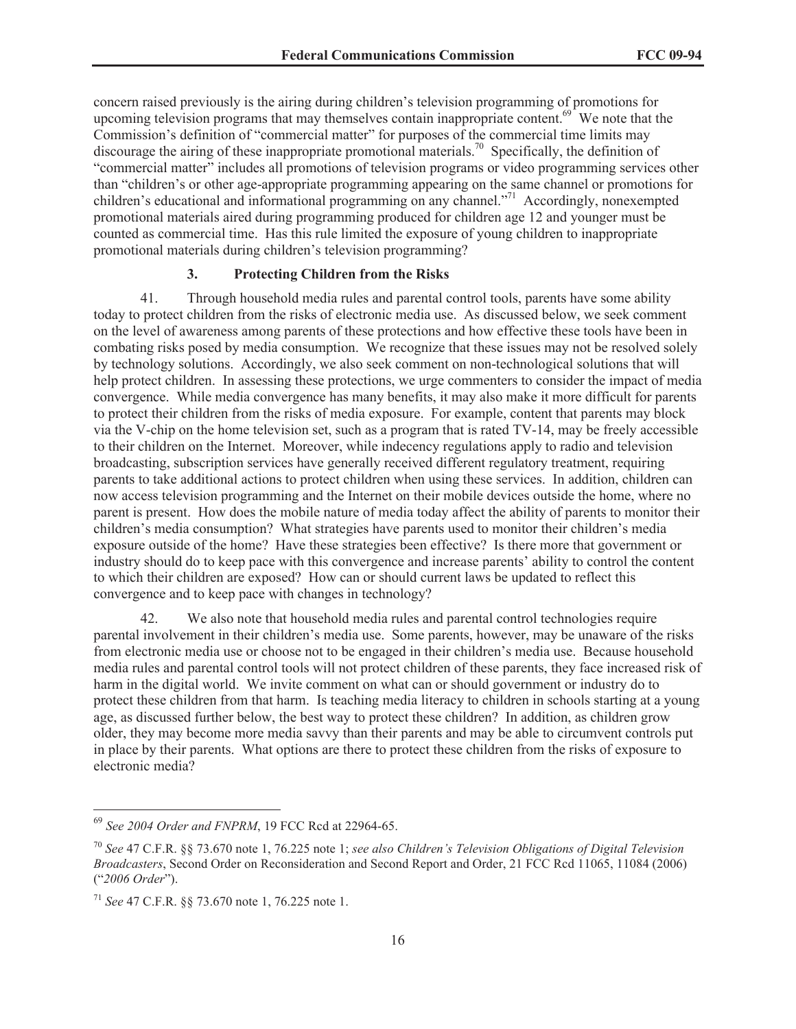concern raised previously is the airing during children's television programming of promotions for upcoming television programs that may themselves contain inappropriate content.[69] We note that the Commission's definition of "commercial matter" for purposes of the commercial time limits may discourage the airing of these inappropriate promotional materials.[70] Specifically, the definition of "commercial matter" includes all promotions of television programs or video programming services other than "children's or other age-appropriate programming appearing on the same channel or promotions for children's educational and informational programming on any channel."[71] Accordingly, nonexempted promotional materials aired during programming produced for children age 12 and younger must be counted as commercial time. Has this rule limited the exposure of young children to inappropriate promotional materials during children's television programming?

### 3. Protecting Children from the Risks

41. Through household media rules and parental control tools, parents have some ability today to protect children from the risks of electronic media use. As discussed below, we seek comment on the level of awareness among parents of these protections and how effective these tools have been in combating risks posed by media consumption. We recognize that these issues may not be resolved solely by technology solutions. Accordingly, we also seek comment on non-technological solutions that will help protect children. In assessing these protections, we urge commenters to consider the impact of media convergence. While media convergence has many benefits, it may also make it more difficult for parents to protect their children from the risks of media exposure. For example, content that parents may block via the V-chip on the home television set, such as a program that is rated TV-14, may be freely accessible to their children on the Internet. Moreover, while indecency regulations apply to radio and television broadcasting, subscription services have generally received different regulatory treatment, requiring parents to take additional actions to protect children when using these services. In addition, children can now access television programming and the Internet on their mobile devices outside the home, where no parent is present. How does the mobile nature of media today affect the ability of parents to monitor their children's media consumption? What strategies have parents used to monitor their children's media exposure outside of the home? Have these strategies been effective? Is there more that government or industry should do to keep pace with this convergence and increase parents' ability to control the content to which their children are exposed? How can or should current laws be updated to reflect this convergence and to keep pace with changes in technology?

42. We also note that household media rules and parental control technologies require parental involvement in their children's media use. Some parents, however, may be unaware of the risks from electronic media use or choose not to be engaged in their children's media use. Because household media rules and parental control tools will not protect children of these parents, they face increased risk of harm in the digital world. We invite comment on what can or should government or industry do to protect these children from that harm. Is teaching media literacy to children in schools starting at a young age, as discussed further below, the best way to protect these children? In addition, as children grow older, they may become more media savvy than their parents and may be able to circumvent controls put in place by their parents. What options are there to protect these children from the risks of exposure to electronic media?

---

[69] *See 2004 Order and FNPRM*, 19 FCC Rcd at 22964-65.

[70] *See* 47 C.F.R. §§ 73.670 note 1, 76.225 note 1; *see also Children's Television Obligations of Digital Television Broadcasters*, Second Order on Reconsideration and Second Report and Order, 21 FCC Rcd 11065, 11084 (2006) ("*2006 Order*").

[71] *See* 47 C.F.R. §§ 73.670 note 1, 76.225 note 1.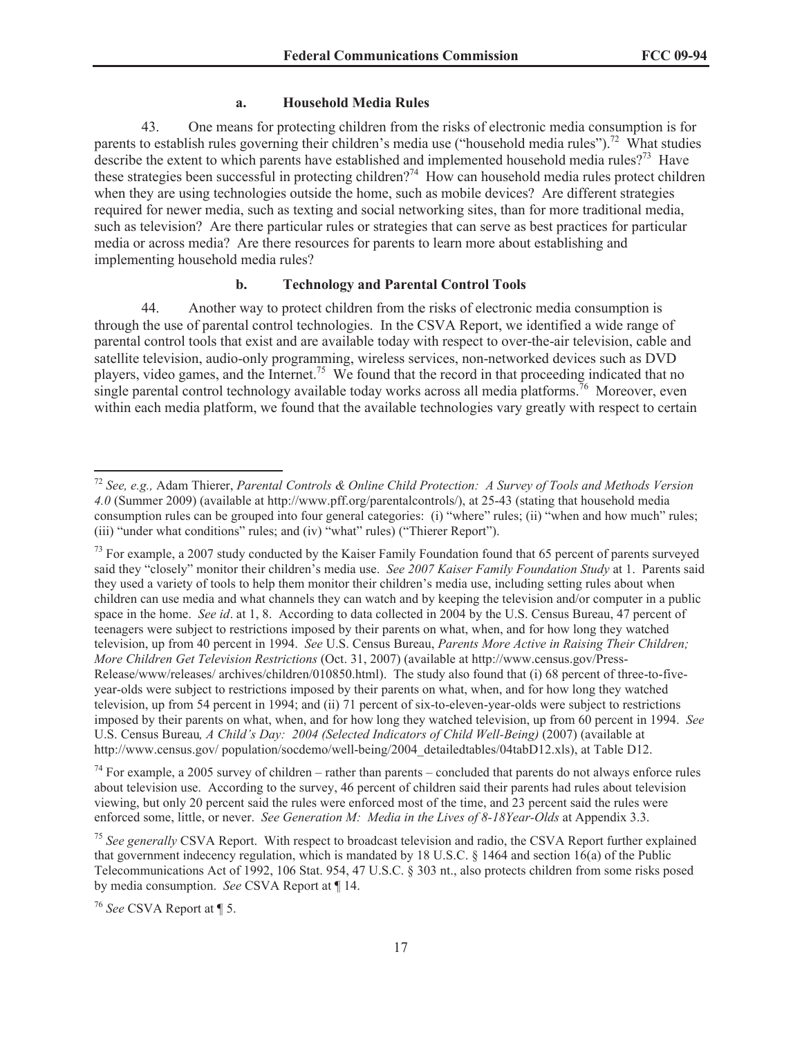### a. Household Media Rules

43. One means for protecting children from the risks of electronic media consumption is for parents to establish rules governing their children's media use ("household media rules").[72] What studies describe the extent to which parents have established and implemented household media rules?[73] Have these strategies been successful in protecting children?[74] How can household media rules protect children when they are using technologies outside the home, such as mobile devices? Are different strategies required for newer media, such as texting and social networking sites, than for more traditional media, such as television? Are there particular rules or strategies that can serve as best practices for particular media or across media? Are there resources for parents to learn more about establishing and implementing household media rules?

### b. Technology and Parental Control Tools

44. Another way to protect children from the risks of electronic media consumption is through the use of parental control technologies. In the CSVA Report, we identified a wide range of parental control tools that exist and are available today with respect to over-the-air television, cable and satellite television, audio-only programming, wireless services, non-networked devices such as DVD players, video games, and the Internet.[75] We found that the record in that proceeding indicated that no single parental control technology available today works across all media platforms.[76] Moreover, even within each media platform, we found that the available technologies vary greatly with respect to certain

---

[72] *See, e.g.,* Adam Thierer, *Parental Controls & Online Child Protection: A Survey of Tools and Methods Version 4.0* (Summer 2009) (available at http://www.pff.org/parentalcontrols/), at 25-43 (stating that household media consumption rules can be grouped into four general categories: (i) "where" rules; (ii) "when and how much" rules; (iii) "under what conditions" rules; and (iv) "what" rules) ("Thierer Report").

[73] For example, a 2007 study conducted by the Kaiser Family Foundation found that 65 percent of parents surveyed said they "closely" monitor their children's media use. *See 2007 Kaiser Family Foundation Study* at 1. Parents said they used a variety of tools to help them monitor their children's media use, including setting rules about when children can use media and what channels they can watch and by keeping the television and/or computer in a public space in the home. *See id*. at 1, 8. According to data collected in 2004 by the U.S. Census Bureau, 47 percent of teenagers were subject to restrictions imposed by their parents on what, when, and for how long they watched television, up from 40 percent in 1994. *See* U.S. Census Bureau, *Parents More Active in Raising Their Children; More Children Get Television Restrictions* (Oct. 31, 2007) (available at http://www.census.gov/Press-Release/www/releases/ archives/children/010850.html). The study also found that (i) 68 percent of three-to-five-year-olds were subject to restrictions imposed by their parents on what, when, and for how long they watched television, up from 54 percent in 1994; and (ii) 71 percent of six-to-eleven-year-olds were subject to restrictions imposed by their parents on what, when, and for how long they watched television, up from 60 percent in 1994. *See* U.S. Census Bureau*, A Child's Day: 2004 (Selected Indicators of Child Well-Being)* (2007) (available at http://www.census.gov/ population/socdemo/well-being/2004_detailedtables/04tabD12.xls), at Table D12.

[74] For example, a 2005 survey of children – rather than parents – concluded that parents do not always enforce rules about television use. According to the survey, 46 percent of children said their parents had rules about television viewing, but only 20 percent said the rules were enforced most of the time, and 23 percent said the rules were enforced some, little, or never. *See Generation M: Media in the Lives of 8-18Year-Olds* at Appendix 3.3.

[75] *See generally* CSVA Report. With respect to broadcast television and radio, the CSVA Report further explained that government indecency regulation, which is mandated by 18 U.S.C. § 1464 and section 16(a) of the Public Telecommunications Act of 1992, 106 Stat. 954, 47 U.S.C. § 303 nt., also protects children from some risks posed by media consumption. *See* CSVA Report at ¶ 14.

[76] *See* CSVA Report at ¶ 5.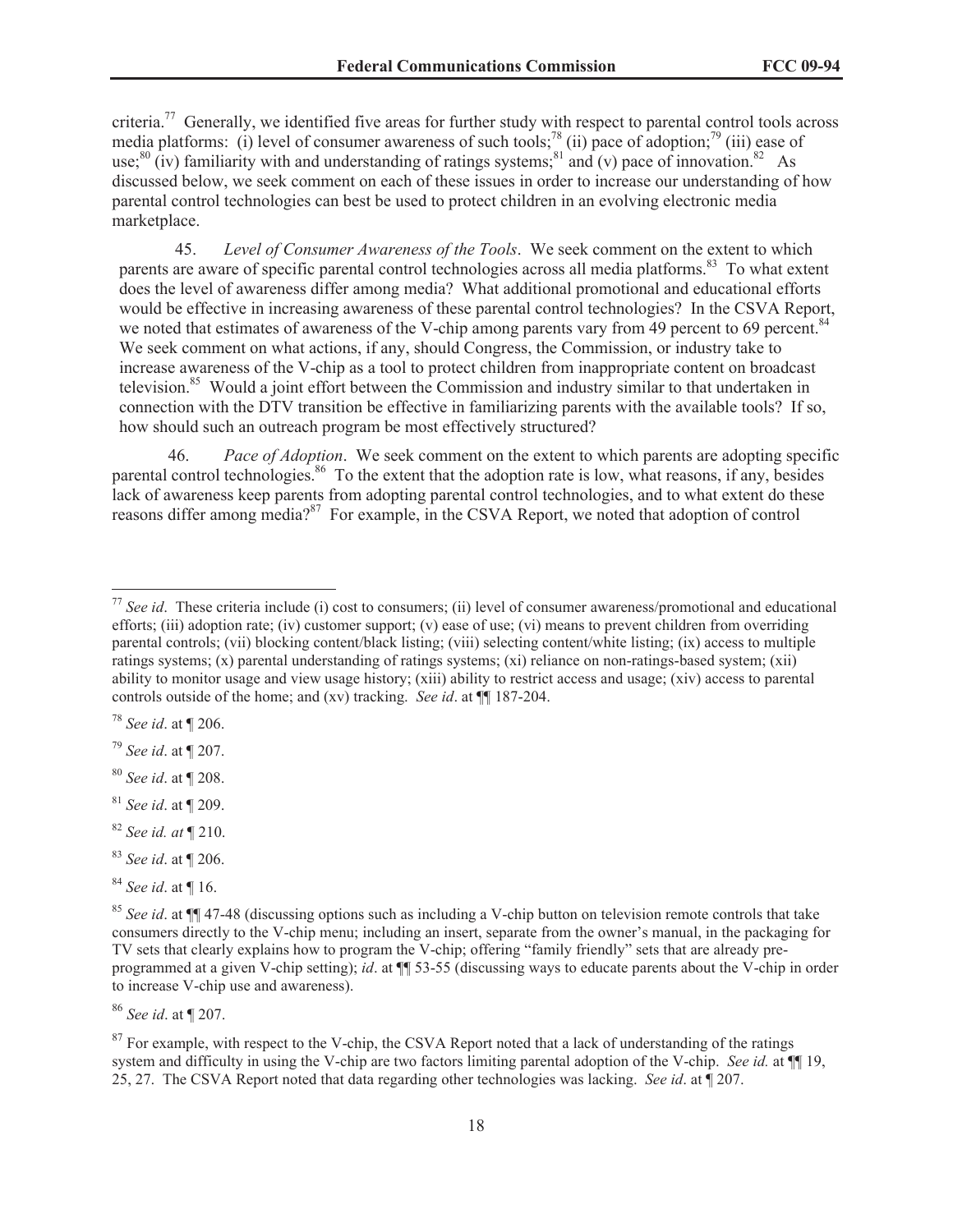criteria.[77] Generally, we identified five areas for further study with respect to parental control tools across media platforms: (i) level of consumer awareness of such tools;[78] (ii) pace of adoption;[79] (iii) ease of use;[80] (iv) familiarity with and understanding of ratings systems;[81] and (v) pace of innovation.[82] As discussed below, we seek comment on each of these issues in order to increase our understanding of how parental control technologies can best be used to protect children in an evolving electronic media marketplace.

45. *Level of Consumer Awareness of the Tools*. We seek comment on the extent to which parents are aware of specific parental control technologies across all media platforms.[83] To what extent does the level of awareness differ among media? What additional promotional and educational efforts would be effective in increasing awareness of these parental control technologies? In the CSVA Report, we noted that estimates of awareness of the V-chip among parents vary from 49 percent to 69 percent.[84] We seek comment on what actions, if any, should Congress, the Commission, or industry take to increase awareness of the V-chip as a tool to protect children from inappropriate content on broadcast television.[85] Would a joint effort between the Commission and industry similar to that undertaken in connection with the DTV transition be effective in familiarizing parents with the available tools? If so, how should such an outreach program be most effectively structured?

46. *Pace of Adoption*. We seek comment on the extent to which parents are adopting specific parental control technologies.[86] To the extent that the adoption rate is low, what reasons, if any, besides lack of awareness keep parents from adopting parental control technologies, and to what extent do these reasons differ among media?[87] For example, in the CSVA Report, we noted that adoption of control

---

[77] *See id*. These criteria include (i) cost to consumers; (ii) level of consumer awareness/promotional and educational efforts; (iii) adoption rate; (iv) customer support; (v) ease of use; (vi) means to prevent children from overriding parental controls; (vii) blocking content/black listing; (viii) selecting content/white listing; (ix) access to multiple ratings systems; (x) parental understanding of ratings systems; (xi) reliance on non-ratings-based system; (xii) ability to monitor usage and view usage history; (xiii) ability to restrict access and usage; (xiv) access to parental controls outside of the home; and (xv) tracking. *See id*. at ¶¶ 187-204.

[78] *See id*. at ¶ 206.

[79] *See id*. at ¶ 207.

[80] *See id*. at ¶ 208.

[81] *See id*. at ¶ 209.

[82] *See id. at* ¶ 210.

[83] *See id*. at ¶ 206.

[84] *See id*. at ¶ 16.

[85] *See id*. at ¶¶ 47-48 (discussing options such as including a V-chip button on television remote controls that take consumers directly to the V-chip menu; including an insert, separate from the owner's manual, in the packaging for TV sets that clearly explains how to program the V-chip; offering "family friendly" sets that are already pre-programmed at a given V-chip setting); *id*. at ¶¶ 53-55 (discussing ways to educate parents about the V-chip in order to increase V-chip use and awareness).

[86] *See id*. at ¶ 207.

[87] For example, with respect to the V-chip, the CSVA Report noted that a lack of understanding of the ratings system and difficulty in using the V-chip are two factors limiting parental adoption of the V-chip. *See id.* at ¶¶ 19, 25, 27. The CSVA Report noted that data regarding other technologies was lacking. *See id*. at ¶ 207.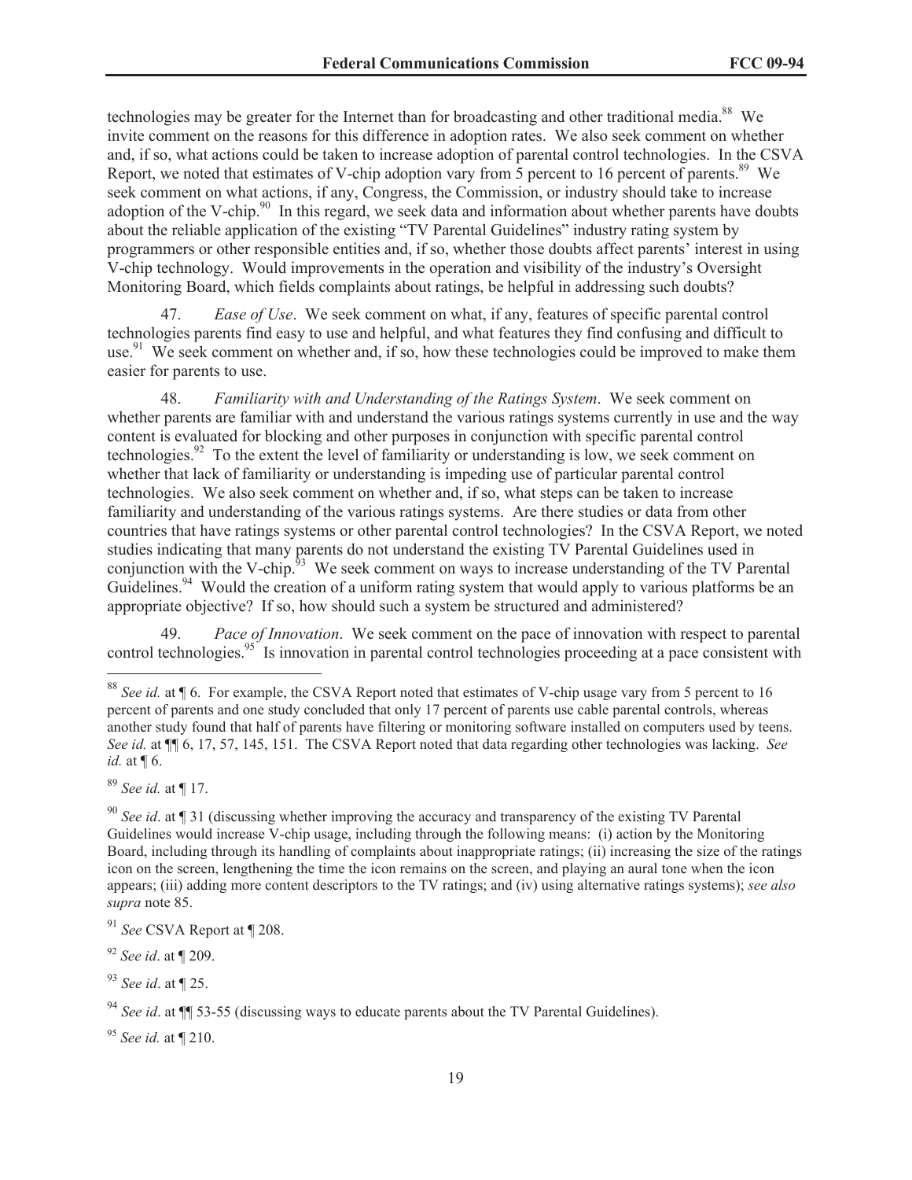technologies may be greater for the Internet than for broadcasting and other traditional media.[88] We invite comment on the reasons for this difference in adoption rates. We also seek comment on whether and, if so, what actions could be taken to increase adoption of parental control technologies. In the CSVA Report, we noted that estimates of V-chip adoption vary from 5 percent to 16 percent of parents.[89] We seek comment on what actions, if any, Congress, the Commission, or industry should take to increase adoption of the V-chip.[90] In this regard, we seek data and information about whether parents have doubts about the reliable application of the existing "TV Parental Guidelines" industry rating system by programmers or other responsible entities and, if so, whether those doubts affect parents' interest in using V-chip technology. Would improvements in the operation and visibility of the industry's Oversight Monitoring Board, which fields complaints about ratings, be helpful in addressing such doubts?

47. *Ease of Use*. We seek comment on what, if any, features of specific parental control technologies parents find easy to use and helpful, and what features they find confusing and difficult to use.[91] We seek comment on whether and, if so, how these technologies could be improved to make them easier for parents to use.

48. *Familiarity with and Understanding of the Ratings System*. We seek comment on whether parents are familiar with and understand the various ratings systems currently in use and the way content is evaluated for blocking and other purposes in conjunction with specific parental control technologies.[92] To the extent the level of familiarity or understanding is low, we seek comment on whether that lack of familiarity or understanding is impeding use of particular parental control technologies. We also seek comment on whether and, if so, what steps can be taken to increase familiarity and understanding of the various ratings systems. Are there studies or data from other countries that have ratings systems or other parental control technologies? In the CSVA Report, we noted studies indicating that many parents do not understand the existing TV Parental Guidelines used in conjunction with the V-chip.[93] We seek comment on ways to increase understanding of the TV Parental Guidelines.[94] Would the creation of a uniform rating system that would apply to various platforms be an appropriate objective? If so, how should such a system be structured and administered?

49. *Pace of Innovation*. We seek comment on the pace of innovation with respect to parental control technologies.[95] Is innovation in parental control technologies proceeding at a pace consistent with

---

[88] *See id.* at ¶ 6. For example, the CSVA Report noted that estimates of V-chip usage vary from 5 percent to 16 percent of parents and one study concluded that only 17 percent of parents use cable parental controls, whereas another study found that half of parents have filtering or monitoring software installed on computers used by teens. *See id.* at ¶¶ 6, 17, 57, 145, 151. The CSVA Report noted that data regarding other technologies was lacking. *See id.* at ¶ 6.

[89] *See id.* at ¶ 17.

[90] *See id*. at ¶ 31 (discussing whether improving the accuracy and transparency of the existing TV Parental Guidelines would increase V-chip usage, including through the following means: (i) action by the Monitoring Board, including through its handling of complaints about inappropriate ratings; (ii) increasing the size of the ratings icon on the screen, lengthening the time the icon remains on the screen, and playing an aural tone when the icon appears; (iii) adding more content descriptors to the TV ratings; and (iv) using alternative ratings systems); *see also supra* note 85.

[91] *See* CSVA Report at ¶ 208.

[92] *See id*. at ¶ 209.

[93] *See id*. at ¶ 25.

[94] *See id*. at ¶¶ 53-55 (discussing ways to educate parents about the TV Parental Guidelines).

[95] *See id.* at ¶ 210.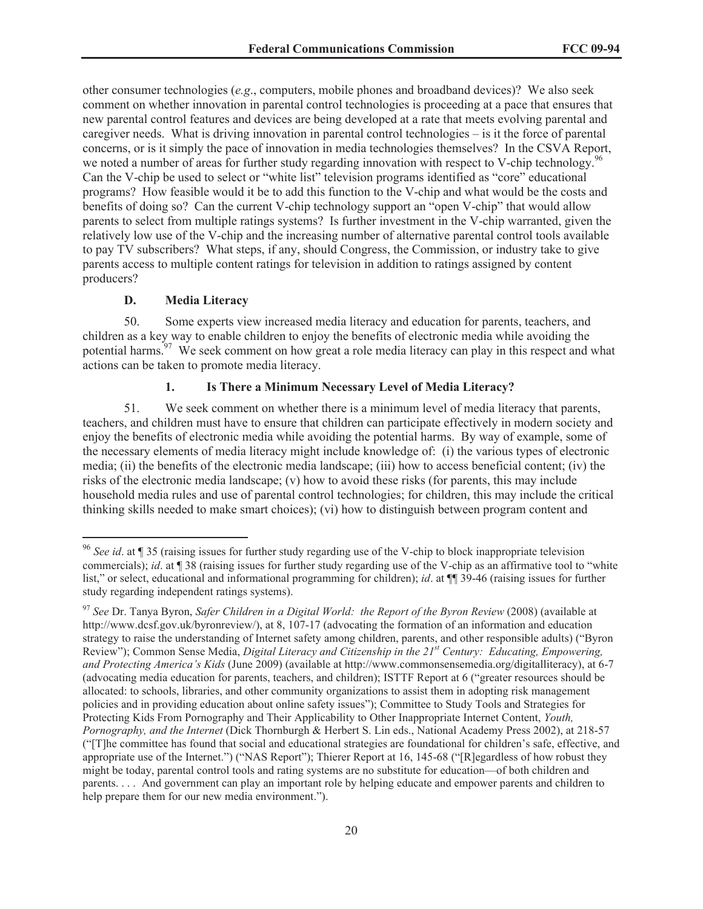other consumer technologies (*e.g*., computers, mobile phones and broadband devices)? We also seek comment on whether innovation in parental control technologies is proceeding at a pace that ensures that new parental control features and devices are being developed at a rate that meets evolving parental and caregiver needs. What is driving innovation in parental control technologies – is it the force of parental concerns, or is it simply the pace of innovation in media technologies themselves? In the CSVA Report, we noted a number of areas for further study regarding innovation with respect to V-chip technology.[96] Can the V-chip be used to select or "white list" television programs identified as "core" educational programs? How feasible would it be to add this function to the V-chip and what would be the costs and benefits of doing so? Can the current V-chip technology support an "open V-chip" that would allow parents to select from multiple ratings systems? Is further investment in the V-chip warranted, given the relatively low use of the V-chip and the increasing number of alternative parental control tools available to pay TV subscribers? What steps, if any, should Congress, the Commission, or industry take to give parents access to multiple content ratings for television in addition to ratings assigned by content producers?

### D. Media Literacy

50. Some experts view increased media literacy and education for parents, teachers, and children as a key way to enable children to enjoy the benefits of electronic media while avoiding the potential harms.[97] We seek comment on how great a role media literacy can play in this respect and what actions can be taken to promote media literacy.

#### 1. Is There a Minimum Necessary Level of Media Literacy?

51. We seek comment on whether there is a minimum level of media literacy that parents, teachers, and children must have to ensure that children can participate effectively in modern society and enjoy the benefits of electronic media while avoiding the potential harms. By way of example, some of the necessary elements of media literacy might include knowledge of: (i) the various types of electronic media; (ii) the benefits of the electronic media landscape; (iii) how to access beneficial content; (iv) the risks of the electronic media landscape; (v) how to avoid these risks (for parents, this may include household media rules and use of parental control technologies; for children, this may include the critical thinking skills needed to make smart choices); (vi) how to distinguish between program content and

---

[96] *See id*. at ¶ 35 (raising issues for further study regarding use of the V-chip to block inappropriate television commercials); *id*. at ¶ 38 (raising issues for further study regarding use of the V-chip as an affirmative tool to "white list," or select, educational and informational programming for children); *id*. at ¶¶ 39-46 (raising issues for further study regarding independent ratings systems).

[97] *See* Dr. Tanya Byron, *Safer Children in a Digital World: the Report of the Byron Review* (2008) (available at http://www.dcsf.gov.uk/byronreview/), at 8, 107-17 (advocating the formation of an information and education strategy to raise the understanding of Internet safety among children, parents, and other responsible adults) ("Byron Review"); Common Sense Media, *Digital Literacy and Citizenship in the 21st Century: Educating, Empowering, and Protecting America's Kids* (June 2009) (available at http://www.commonsensemedia.org/digitalliteracy), at 6-7 (advocating media education for parents, teachers, and children); ISTTF Report at 6 ("greater resources should be allocated: to schools, libraries, and other community organizations to assist them in adopting risk management policies and in providing education about online safety issues"); Committee to Study Tools and Strategies for Protecting Kids From Pornography and Their Applicability to Other Inappropriate Internet Content, *Youth, Pornography, and the Internet* (Dick Thornburgh & Herbert S. Lin eds., National Academy Press 2002), at 218-57 ("[T]he committee has found that social and educational strategies are foundational for children's safe, effective, and appropriate use of the Internet.") ("NAS Report"); Thierer Report at 16, 145-68 ("[R]egardless of how robust they might be today, parental control tools and rating systems are no substitute for education—of both children and parents. . . . And government can play an important role by helping educate and empower parents and children to help prepare them for our new media environment.").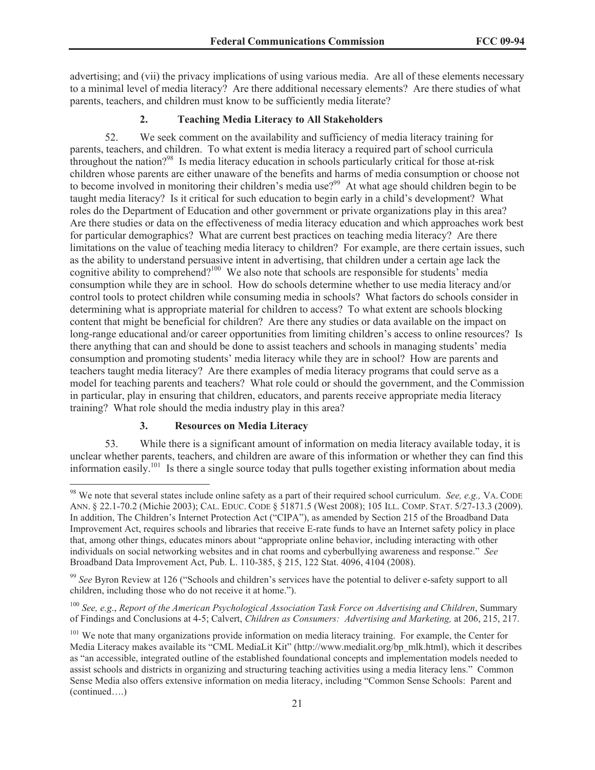advertising; and (vii) the privacy implications of using various media. Are all of these elements necessary to a minimal level of media literacy? Are there additional necessary elements? Are there studies of what parents, teachers, and children must know to be sufficiently media literate?

### 2. Teaching Media Literacy to All Stakeholders

52. We seek comment on the availability and sufficiency of media literacy training for parents, teachers, and children. To what extent is media literacy a required part of school curricula throughout the nation?[98] Is media literacy education in schools particularly critical for those at-risk children whose parents are either unaware of the benefits and harms of media consumption or choose not to become involved in monitoring their children's media use?[99] At what age should children begin to be taught media literacy? Is it critical for such education to begin early in a child's development? What roles do the Department of Education and other government or private organizations play in this area? Are there studies or data on the effectiveness of media literacy education and which approaches work best for particular demographics? What are current best practices on teaching media literacy? Are there limitations on the value of teaching media literacy to children? For example, are there certain issues, such as the ability to understand persuasive intent in advertising, that children under a certain age lack the cognitive ability to comprehend?[100] We also note that schools are responsible for students' media consumption while they are in school. How do schools determine whether to use media literacy and/or control tools to protect children while consuming media in schools? What factors do schools consider in determining what is appropriate material for children to access? To what extent are schools blocking content that might be beneficial for children? Are there any studies or data available on the impact on long-range educational and/or career opportunities from limiting children's access to online resources? Is there anything that can and should be done to assist teachers and schools in managing students' media consumption and promoting students' media literacy while they are in school? How are parents and teachers taught media literacy? Are there examples of media literacy programs that could serve as a model for teaching parents and teachers? What role could or should the government, and the Commission in particular, play in ensuring that children, educators, and parents receive appropriate media literacy training? What role should the media industry play in this area?

### 3. Resources on Media Literacy

53. While there is a significant amount of information on media literacy available today, it is unclear whether parents, teachers, and children are aware of this information or whether they can find this information easily.[101] Is there a single source today that pulls together existing information about media

---

[98] We note that several states include online safety as a part of their required school curriculum. *See, e.g.,* VA. CODE ANN. § 22.1-70.2 (Michie 2003); CAL. EDUC. CODE § 51871.5 (West 2008); 105 ILL. COMP. STAT. 5/27-13.3 (2009). In addition, The Children's Internet Protection Act ("CIPA"), as amended by Section 215 of the Broadband Data Improvement Act, requires schools and libraries that receive E-rate funds to have an Internet safety policy in place that, among other things, educates minors about "appropriate online behavior, including interacting with other individuals on social networking websites and in chat rooms and cyberbullying awareness and response." *See* Broadband Data Improvement Act, Pub. L. 110-385, § 215, 122 Stat. 4096, 4104 (2008).

[99] *See* Byron Review at 126 ("Schools and children's services have the potential to deliver e-safety support to all children, including those who do not receive it at home.").

[100] *See, e.g*., *Report of the American Psychological Association Task Force on Advertising and Children*, Summary of Findings and Conclusions at 4-5; Calvert, *Children as Consumers: Advertising and Marketing,* at 206, 215, 217.

[101] We note that many organizations provide information on media literacy training. For example, the Center for Media Literacy makes available its "CML MediaLit Kit" (http://www.medialit.org/bp_mlk.html), which it describes as "an accessible, integrated outline of the established foundational concepts and implementation models needed to assist schools and districts in organizing and structuring teaching activities using a media literacy lens." Common Sense Media also offers extensive information on media literacy, including "Common Sense Schools: Parent and (continued….)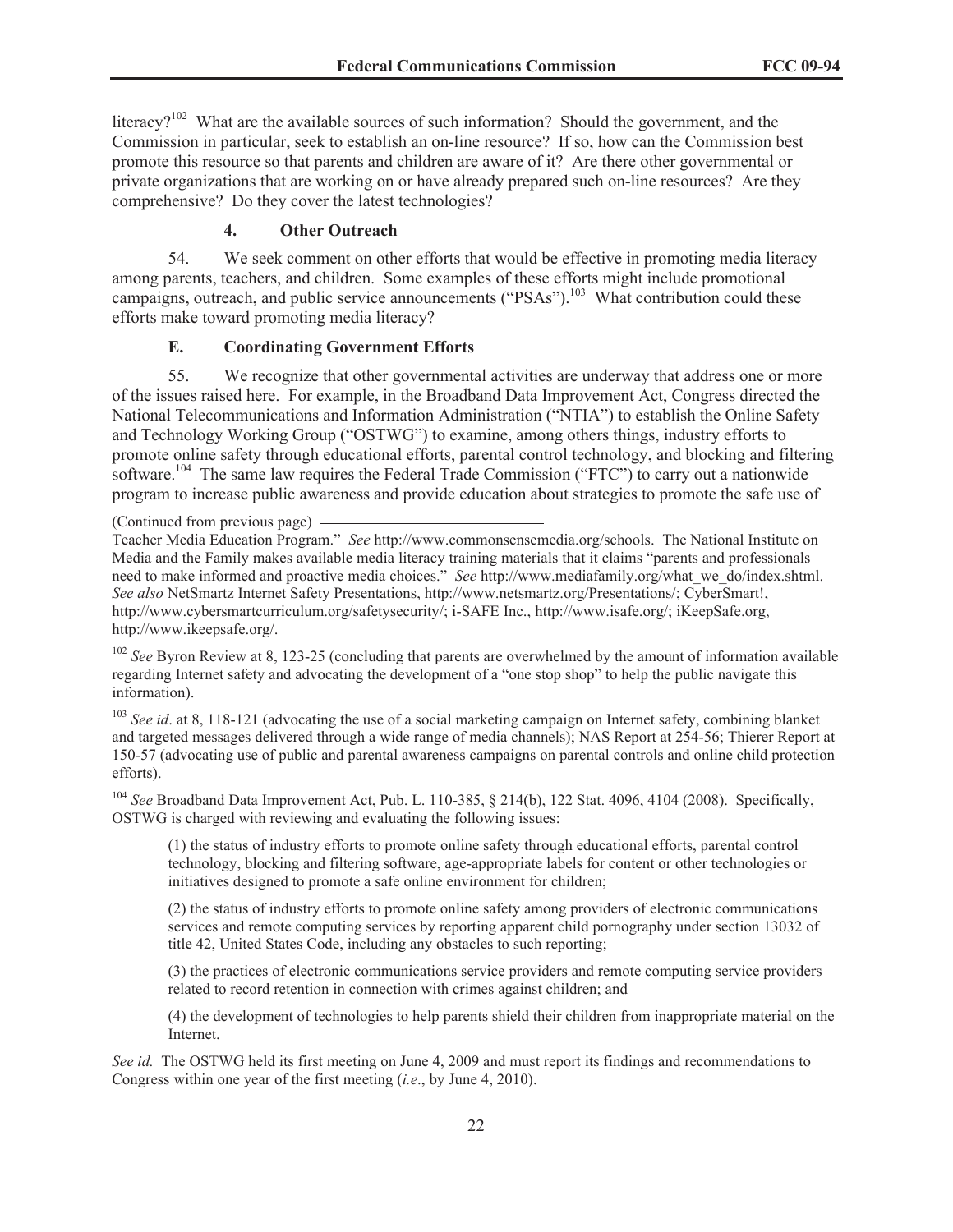literacy?[102] What are the available sources of such information? Should the government, and the Commission in particular, seek to establish an on-line resource? If so, how can the Commission best promote this resource so that parents and children are aware of it? Are there other governmental or private organizations that are working on or have already prepared such on-line resources? Are they comprehensive? Do they cover the latest technologies?

#### 4. Other Outreach

54. We seek comment on other efforts that would be effective in promoting media literacy among parents, teachers, and children. Some examples of these efforts might include promotional campaigns, outreach, and public service announcements ("PSAs").[103] What contribution could these efforts make toward promoting media literacy?

### E. Coordinating Government Efforts

55. We recognize that other governmental activities are underway that address one or more of the issues raised here. For example, in the Broadband Data Improvement Act, Congress directed the National Telecommunications and Information Administration ("NTIA") to establish the Online Safety and Technology Working Group ("OSTWG") to examine, among others things, industry efforts to promote online safety through educational efforts, parental control technology, and blocking and filtering software.[104] The same law requires the Federal Trade Commission ("FTC") to carry out a nationwide program to increase public awareness and provide education about strategies to promote the safe use of

---

(Continued from previous page)
Teacher Media Education Program." *See* http://www.commonsensemedia.org/schools. The National Institute on Media and the Family makes available media literacy training materials that it claims "parents and professionals need to make informed and proactive media choices." *See* http://www.mediafamily.org/what_we_do/index.shtml. *See also* NetSmartz Internet Safety Presentations, http://www.netsmartz.org/Presentations/; CyberSmart!, http://www.cybersmartcurriculum.org/safetysecurity/; i-SAFE Inc., http://www.isafe.org/; iKeepSafe.org, http://www.ikeepsafe.org/.

[102] *See* Byron Review at 8, 123-25 (concluding that parents are overwhelmed by the amount of information available regarding Internet safety and advocating the development of a "one stop shop" to help the public navigate this information).

[103] *See id*. at 8, 118-121 (advocating the use of a social marketing campaign on Internet safety, combining blanket and targeted messages delivered through a wide range of media channels); NAS Report at 254-56; Thierer Report at 150-57 (advocating use of public and parental awareness campaigns on parental controls and online child protection efforts).

[104] *See* Broadband Data Improvement Act, Pub. L. 110-385, § 214(b), 122 Stat. 4096, 4104 (2008). Specifically, OSTWG is charged with reviewing and evaluating the following issues:

> (1) the status of industry efforts to promote online safety through educational efforts, parental control technology, blocking and filtering software, age-appropriate labels for content or other technologies or initiatives designed to promote a safe online environment for children;
>
> (2) the status of industry efforts to promote online safety among providers of electronic communications services and remote computing services by reporting apparent child pornography under section 13032 of title 42, United States Code, including any obstacles to such reporting;
>
> (3) the practices of electronic communications service providers and remote computing service providers related to record retention in connection with crimes against children; and
>
> (4) the development of technologies to help parents shield their children from inappropriate material on the Internet.

*See id.* The OSTWG held its first meeting on June 4, 2009 and must report its findings and recommendations to Congress within one year of the first meeting (*i.e*., by June 4, 2010).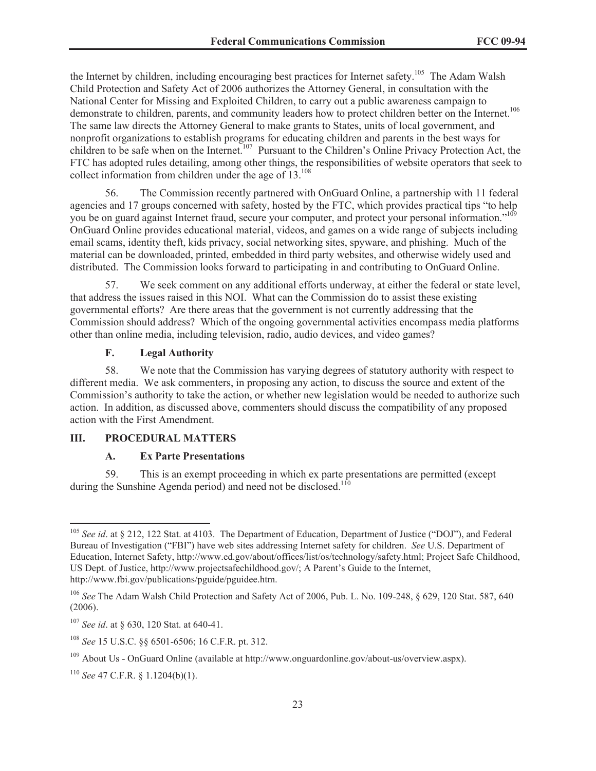the Internet by children, including encouraging best practices for Internet safety.[105] The Adam Walsh Child Protection and Safety Act of 2006 authorizes the Attorney General, in consultation with the National Center for Missing and Exploited Children, to carry out a public awareness campaign to demonstrate to children, parents, and community leaders how to protect children better on the Internet.[106] The same law directs the Attorney General to make grants to States, units of local government, and nonprofit organizations to establish programs for educating children and parents in the best ways for children to be safe when on the Internet.[107] Pursuant to the Children's Online Privacy Protection Act, the FTC has adopted rules detailing, among other things, the responsibilities of website operators that seek to collect information from children under the age of 13.[108]

56. The Commission recently partnered with OnGuard Online, a partnership with 11 federal agencies and 17 groups concerned with safety, hosted by the FTC, which provides practical tips "to help you be on guard against Internet fraud, secure your computer, and protect your personal information."[109] OnGuard Online provides educational material, videos, and games on a wide range of subjects including email scams, identity theft, kids privacy, social networking sites, spyware, and phishing. Much of the material can be downloaded, printed, embedded in third party websites, and otherwise widely used and distributed. The Commission looks forward to participating in and contributing to OnGuard Online.

57. We seek comment on any additional efforts underway, at either the federal or state level, that address the issues raised in this NOI. What can the Commission do to assist these existing governmental efforts? Are there areas that the government is not currently addressing that the Commission should address? Which of the ongoing governmental activities encompass media platforms other than online media, including television, radio, audio devices, and video games?

### F. Legal Authority

58. We note that the Commission has varying degrees of statutory authority with respect to different media. We ask commenters, in proposing any action, to discuss the source and extent of the Commission's authority to take the action, or whether new legislation would be needed to authorize such action. In addition, as discussed above, commenters should discuss the compatibility of any proposed action with the First Amendment.

## III. PROCEDURAL MATTERS

### A. Ex Parte Presentations

59. This is an exempt proceeding in which ex parte presentations are permitted (except during the Sunshine Agenda period) and need not be disclosed.[110]

---

[105] *See id*. at § 212, 122 Stat. at 4103. The Department of Education, Department of Justice ("DOJ"), and Federal Bureau of Investigation ("FBI") have web sites addressing Internet safety for children. *See* U.S. Department of Education, Internet Safety, http://www.ed.gov/about/offices/list/os/technology/safety.html; Project Safe Childhood, US Dept. of Justice, http://www.projectsafechildhood.gov/; A Parent's Guide to the Internet, http://www.fbi.gov/publications/pguide/pguidee.htm.

[106] *See* The Adam Walsh Child Protection and Safety Act of 2006, Pub. L. No. 109-248, § 629, 120 Stat. 587, 640 (2006).

[107] *See id*. at § 630, 120 Stat. at 640-41.

[108] *See* 15 U.S.C. §§ 6501-6506; 16 C.F.R. pt. 312.

[109] About Us - OnGuard Online (available at http://www.onguardonline.gov/about-us/overview.aspx).

[110] *See* 47 C.F.R. § 1.1204(b)(1).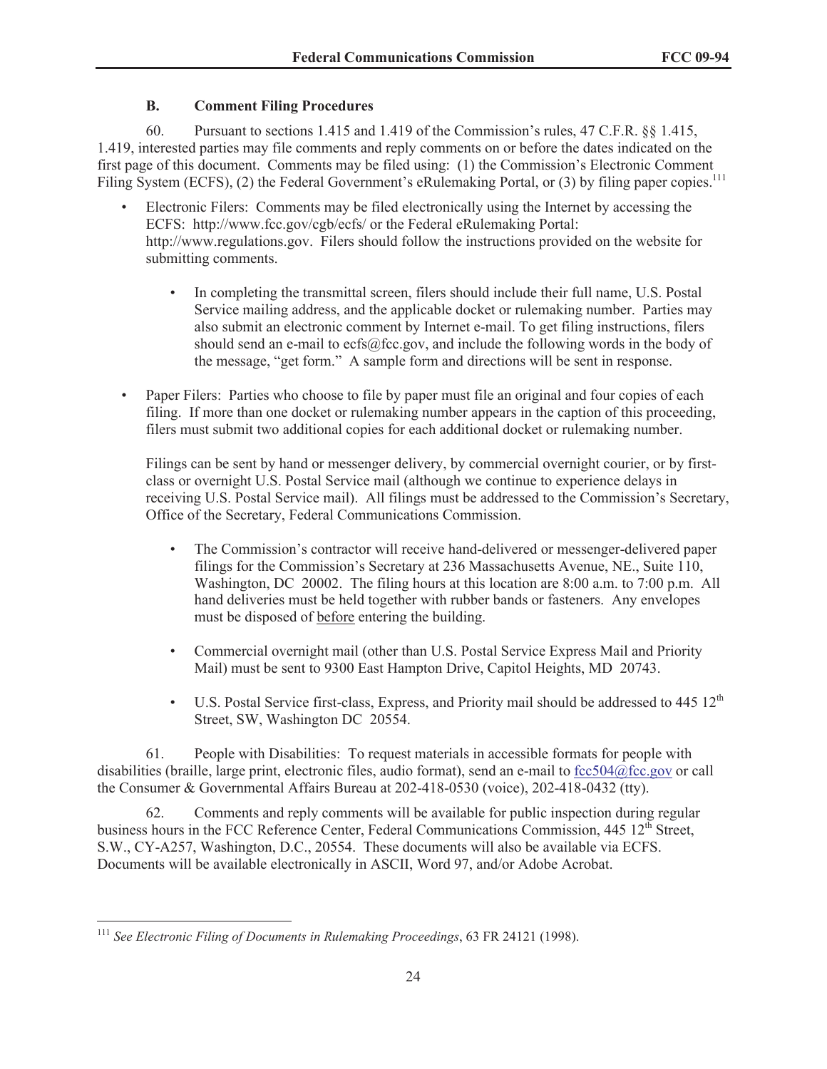### B. Comment Filing Procedures

60. Pursuant to sections 1.415 and 1.419 of the Commission's rules, 47 C.F.R. §§ 1.415, 1.419, interested parties may file comments and reply comments on or before the dates indicated on the first page of this document. Comments may be filed using: (1) the Commission's Electronic Comment Filing System (ECFS), (2) the Federal Government's eRulemaking Portal, or (3) by filing paper copies.[111]

- Electronic Filers: Comments may be filed electronically using the Internet by accessing the ECFS: http://www.fcc.gov/cgb/ecfs/ or the Federal eRulemaking Portal: http://www.regulations.gov. Filers should follow the instructions provided on the website for submitting comments.
  - In completing the transmittal screen, filers should include their full name, U.S. Postal Service mailing address, and the applicable docket or rulemaking number. Parties may also submit an electronic comment by Internet e-mail. To get filing instructions, filers should send an e-mail to ecfs@fcc.gov, and include the following words in the body of the message, "get form." A sample form and directions will be sent in response.

- Paper Filers: Parties who choose to file by paper must file an original and four copies of each filing. If more than one docket or rulemaking number appears in the caption of this proceeding, filers must submit two additional copies for each additional docket or rulemaking number.

  Filings can be sent by hand or messenger delivery, by commercial overnight courier, or by first-class or overnight U.S. Postal Service mail (although we continue to experience delays in receiving U.S. Postal Service mail). All filings must be addressed to the Commission's Secretary, Office of the Secretary, Federal Communications Commission.

  - The Commission's contractor will receive hand-delivered or messenger-delivered paper filings for the Commission's Secretary at 236 Massachusetts Avenue, NE., Suite 110, Washington, DC 20002. The filing hours at this location are 8:00 a.m. to 7:00 p.m. All hand deliveries must be held together with rubber bands or fasteners. Any envelopes must be disposed of <u>before</u> entering the building.
  - Commercial overnight mail (other than U.S. Postal Service Express Mail and Priority Mail) must be sent to 9300 East Hampton Drive, Capitol Heights, MD 20743.
  - U.S. Postal Service first-class, Express, and Priority mail should be addressed to 445 12th Street, SW, Washington DC 20554.

61. People with Disabilities: To request materials in accessible formats for people with disabilities (braille, large print, electronic files, audio format), send an e-mail to fcc504@fcc.gov or call the Consumer & Governmental Affairs Bureau at 202-418-0530 (voice), 202-418-0432 (tty).

62. Comments and reply comments will be available for public inspection during regular business hours in the FCC Reference Center, Federal Communications Commission, 445 12th Street, S.W., CY-A257, Washington, D.C., 20554. These documents will also be available via ECFS. Documents will be available electronically in ASCII, Word 97, and/or Adobe Acrobat.

---

[111] *See Electronic Filing of Documents in Rulemaking Proceedings*, 63 FR 24121 (1998).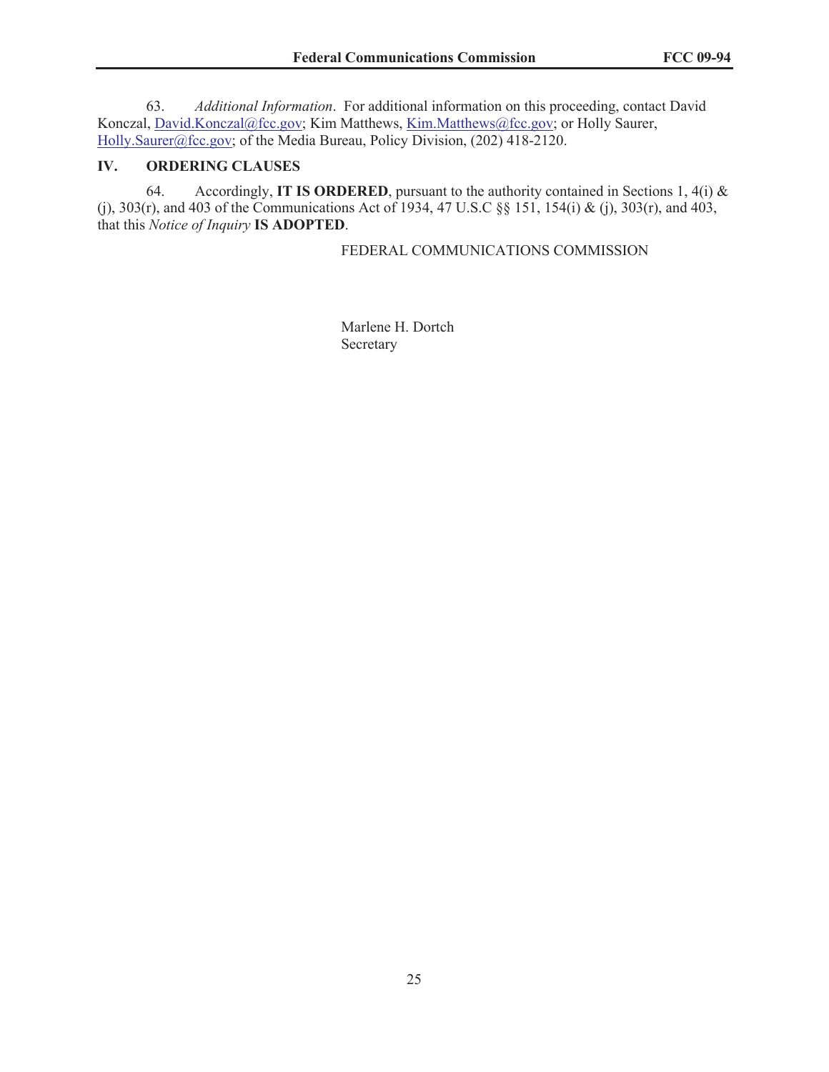63. *Additional Information*. For additional information on this proceeding, contact David Konczal, David.Konczal@fcc.gov; Kim Matthews, Kim.Matthews@fcc.gov; or Holly Saurer, Holly.Saurer@fcc.gov; of the Media Bureau, Policy Division, (202) 418-2120.

## IV. ORDERING CLAUSES

64. Accordingly, **IT IS ORDERED**, pursuant to the authority contained in Sections 1, 4(i) & (j), 303(r), and 403 of the Communications Act of 1934, 47 U.S.C §§ 151, 154(i) & (j), 303(r), and 403, that this *Notice of Inquiry* **IS ADOPTED**.

FEDERAL COMMUNICATIONS COMMISSION

Marlene H. Dortch
Secretary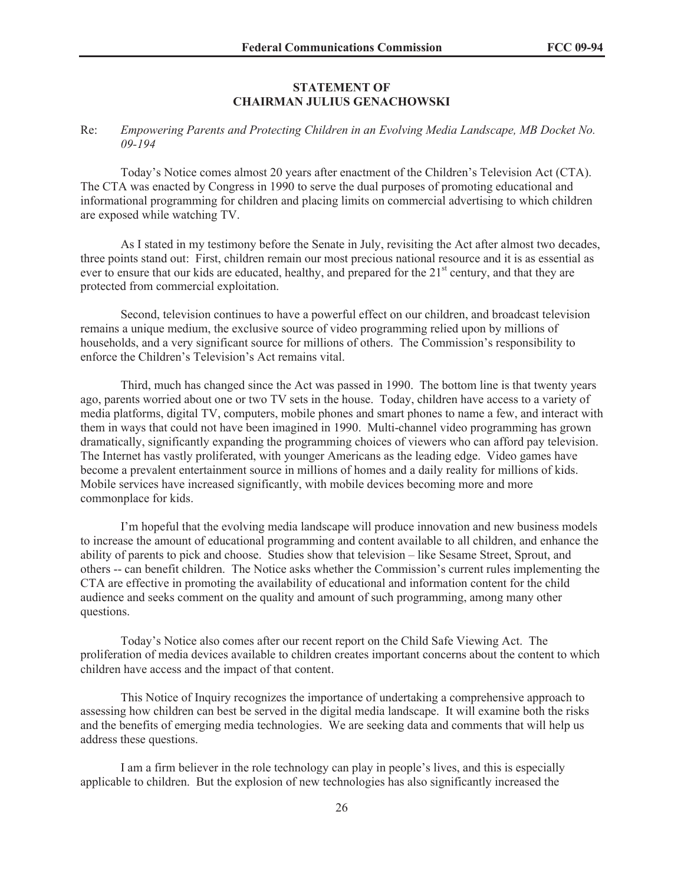## STATEMENT OF
## CHAIRMAN JULIUS GENACHOWSKI

Re: *Empowering Parents and Protecting Children in an Evolving Media Landscape, MB Docket No. 09-194*

Today's Notice comes almost 20 years after enactment of the Children's Television Act (CTA). The CTA was enacted by Congress in 1990 to serve the dual purposes of promoting educational and informational programming for children and placing limits on commercial advertising to which children are exposed while watching TV.

As I stated in my testimony before the Senate in July, revisiting the Act after almost two decades, three points stand out: First, children remain our most precious national resource and it is as essential as ever to ensure that our kids are educated, healthy, and prepared for the 21st century, and that they are protected from commercial exploitation.

Second, television continues to have a powerful effect on our children, and broadcast television remains a unique medium, the exclusive source of video programming relied upon by millions of households, and a very significant source for millions of others. The Commission's responsibility to enforce the Children's Television's Act remains vital.

Third, much has changed since the Act was passed in 1990. The bottom line is that twenty years ago, parents worried about one or two TV sets in the house. Today, children have access to a variety of media platforms, digital TV, computers, mobile phones and smart phones to name a few, and interact with them in ways that could not have been imagined in 1990. Multi-channel video programming has grown dramatically, significantly expanding the programming choices of viewers who can afford pay television. The Internet has vastly proliferated, with younger Americans as the leading edge. Video games have become a prevalent entertainment source in millions of homes and a daily reality for millions of kids. Mobile services have increased significantly, with mobile devices becoming more and more commonplace for kids.

I'm hopeful that the evolving media landscape will produce innovation and new business models to increase the amount of educational programming and content available to all children, and enhance the ability of parents to pick and choose. Studies show that television – like Sesame Street, Sprout, and others -- can benefit children. The Notice asks whether the Commission's current rules implementing the CTA are effective in promoting the availability of educational and information content for the child audience and seeks comment on the quality and amount of such programming, among many other questions.

Today's Notice also comes after our recent report on the Child Safe Viewing Act. The proliferation of media devices available to children creates important concerns about the content to which children have access and the impact of that content.

This Notice of Inquiry recognizes the importance of undertaking a comprehensive approach to assessing how children can best be served in the digital media landscape. It will examine both the risks and the benefits of emerging media technologies. We are seeking data and comments that will help us address these questions.

I am a firm believer in the role technology can play in people's lives, and this is especially applicable to children. But the explosion of new technologies has also significantly increased the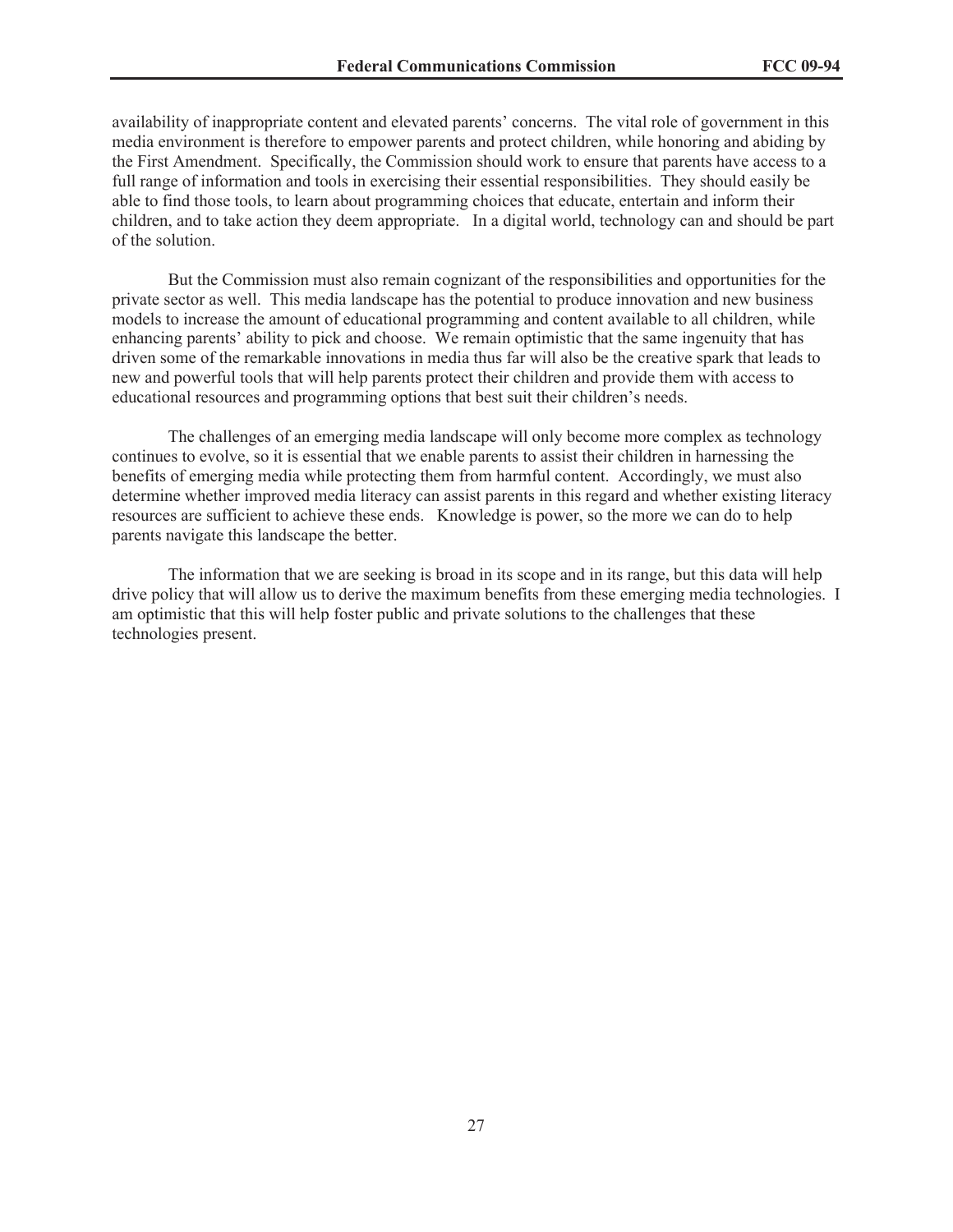availability of inappropriate content and elevated parents' concerns. The vital role of government in this media environment is therefore to empower parents and protect children, while honoring and abiding by the First Amendment. Specifically, the Commission should work to ensure that parents have access to a full range of information and tools in exercising their essential responsibilities. They should easily be able to find those tools, to learn about programming choices that educate, entertain and inform their children, and to take action they deem appropriate. In a digital world, technology can and should be part of the solution.

But the Commission must also remain cognizant of the responsibilities and opportunities for the private sector as well. This media landscape has the potential to produce innovation and new business models to increase the amount of educational programming and content available to all children, while enhancing parents' ability to pick and choose. We remain optimistic that the same ingenuity that has driven some of the remarkable innovations in media thus far will also be the creative spark that leads to new and powerful tools that will help parents protect their children and provide them with access to educational resources and programming options that best suit their children's needs.

The challenges of an emerging media landscape will only become more complex as technology continues to evolve, so it is essential that we enable parents to assist their children in harnessing the benefits of emerging media while protecting them from harmful content. Accordingly, we must also determine whether improved media literacy can assist parents in this regard and whether existing literacy resources are sufficient to achieve these ends. Knowledge is power, so the more we can do to help parents navigate this landscape the better.

The information that we are seeking is broad in its scope and in its range, but this data will help drive policy that will allow us to derive the maximum benefits from these emerging media technologies. I am optimistic that this will help foster public and private solutions to the challenges that these technologies present.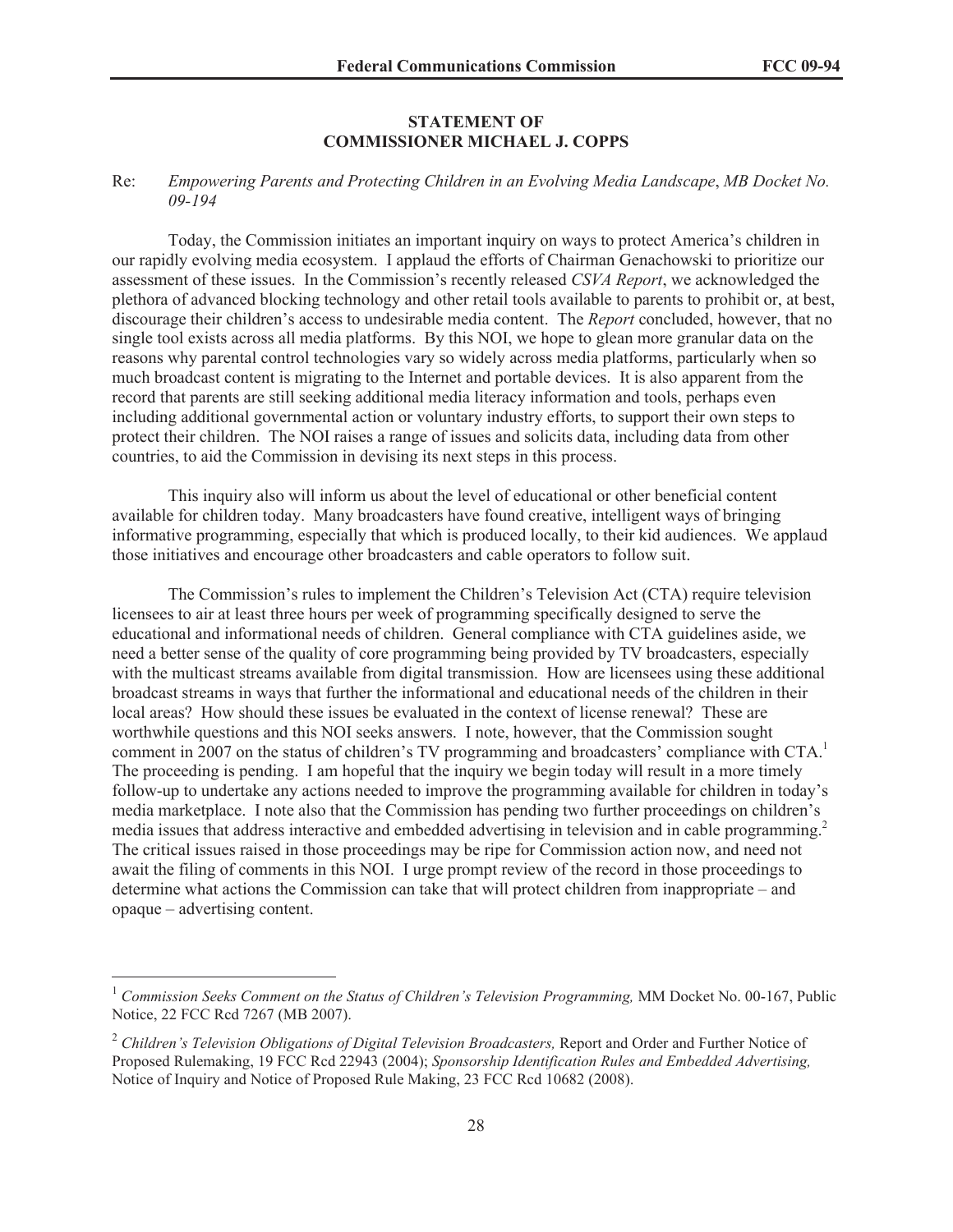**STATEMENT OF**
**COMMISSIONER MICHAEL J. COPPS**

Re: *Empowering Parents and Protecting Children in an Evolving Media Landscape*, *MB Docket No. 09-194*

Today, the Commission initiates an important inquiry on ways to protect America's children in our rapidly evolving media ecosystem. I applaud the efforts of Chairman Genachowski to prioritize our assessment of these issues. In the Commission's recently released *CSVA Report*, we acknowledged the plethora of advanced blocking technology and other retail tools available to parents to prohibit or, at best, discourage their children's access to undesirable media content. The *Report* concluded, however, that no single tool exists across all media platforms. By this NOI, we hope to glean more granular data on the reasons why parental control technologies vary so widely across media platforms, particularly when so much broadcast content is migrating to the Internet and portable devices. It is also apparent from the record that parents are still seeking additional media literacy information and tools, perhaps even including additional governmental action or voluntary industry efforts, to support their own steps to protect their children. The NOI raises a range of issues and solicits data, including data from other countries, to aid the Commission in devising its next steps in this process.

This inquiry also will inform us about the level of educational or other beneficial content available for children today. Many broadcasters have found creative, intelligent ways of bringing informative programming, especially that which is produced locally, to their kid audiences. We applaud those initiatives and encourage other broadcasters and cable operators to follow suit.

The Commission's rules to implement the Children's Television Act (CTA) require television licensees to air at least three hours per week of programming specifically designed to serve the educational and informational needs of children. General compliance with CTA guidelines aside, we need a better sense of the quality of core programming being provided by TV broadcasters, especially with the multicast streams available from digital transmission. How are licensees using these additional broadcast streams in ways that further the informational and educational needs of the children in their local areas? How should these issues be evaluated in the context of license renewal? These are worthwhile questions and this NOI seeks answers. I note, however, that the Commission sought comment in 2007 on the status of children's TV programming and broadcasters' compliance with CTA.[1] The proceeding is pending. I am hopeful that the inquiry we begin today will result in a more timely follow-up to undertake any actions needed to improve the programming available for children in today's media marketplace. I note also that the Commission has pending two further proceedings on children's media issues that address interactive and embedded advertising in television and in cable programming.[2] The critical issues raised in those proceedings may be ripe for Commission action now, and need not await the filing of comments in this NOI. I urge prompt review of the record in those proceedings to determine what actions the Commission can take that will protect children from inappropriate – and opaque – advertising content.

---

[1] *Commission Seeks Comment on the Status of Children's Television Programming,* MM Docket No. 00-167, Public Notice, 22 FCC Rcd 7267 (MB 2007).

[2] *Children's Television Obligations of Digital Television Broadcasters,* Report and Order and Further Notice of Proposed Rulemaking, 19 FCC Rcd 22943 (2004); *Sponsorship Identification Rules and Embedded Advertising,* Notice of Inquiry and Notice of Proposed Rule Making, 23 FCC Rcd 10682 (2008).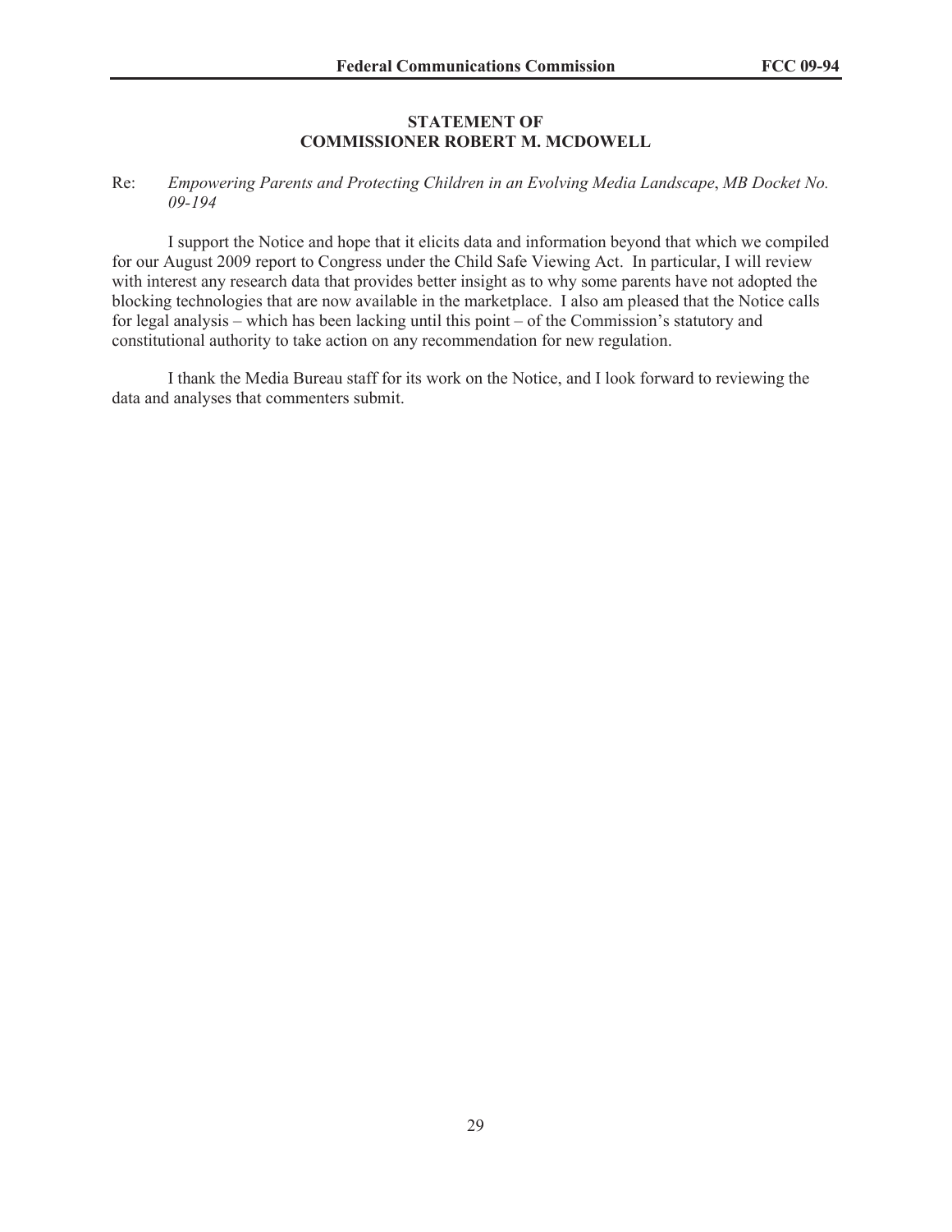## STATEMENT OF
## COMMISSIONER ROBERT M. MCDOWELL

Re: *Empowering Parents and Protecting Children in an Evolving Media Landscape*, *MB Docket No. 09-194*

I support the Notice and hope that it elicits data and information beyond that which we compiled for our August 2009 report to Congress under the Child Safe Viewing Act. In particular, I will review with interest any research data that provides better insight as to why some parents have not adopted the blocking technologies that are now available in the marketplace. I also am pleased that the Notice calls for legal analysis – which has been lacking until this point – of the Commission's statutory and constitutional authority to take action on any recommendation for new regulation.

I thank the Media Bureau staff for its work on the Notice, and I look forward to reviewing the data and analyses that commenters submit.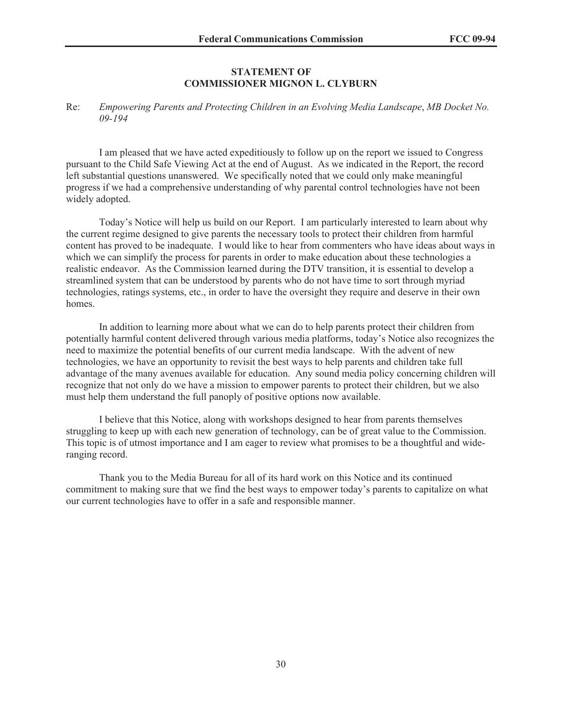**STATEMENT OF**
**COMMISSIONER MIGNON L. CLYBURN**

Re: *Empowering Parents and Protecting Children in an Evolving Media Landscape*, *MB Docket No. 09-194*

I am pleased that we have acted expeditiously to follow up on the report we issued to Congress pursuant to the Child Safe Viewing Act at the end of August. As we indicated in the Report, the record left substantial questions unanswered. We specifically noted that we could only make meaningful progress if we had a comprehensive understanding of why parental control technologies have not been widely adopted.

Today's Notice will help us build on our Report. I am particularly interested to learn about why the current regime designed to give parents the necessary tools to protect their children from harmful content has proved to be inadequate. I would like to hear from commenters who have ideas about ways in which we can simplify the process for parents in order to make education about these technologies a realistic endeavor. As the Commission learned during the DTV transition, it is essential to develop a streamlined system that can be understood by parents who do not have time to sort through myriad technologies, ratings systems, etc., in order to have the oversight they require and deserve in their own homes.

In addition to learning more about what we can do to help parents protect their children from potentially harmful content delivered through various media platforms, today's Notice also recognizes the need to maximize the potential benefits of our current media landscape. With the advent of new technologies, we have an opportunity to revisit the best ways to help parents and children take full advantage of the many avenues available for education. Any sound media policy concerning children will recognize that not only do we have a mission to empower parents to protect their children, but we also must help them understand the full panoply of positive options now available.

I believe that this Notice, along with workshops designed to hear from parents themselves struggling to keep up with each new generation of technology, can be of great value to the Commission. This topic is of utmost importance and I am eager to review what promises to be a thoughtful and wide-ranging record.

Thank you to the Media Bureau for all of its hard work on this Notice and its continued commitment to making sure that we find the best ways to empower today's parents to capitalize on what our current technologies have to offer in a safe and responsible manner.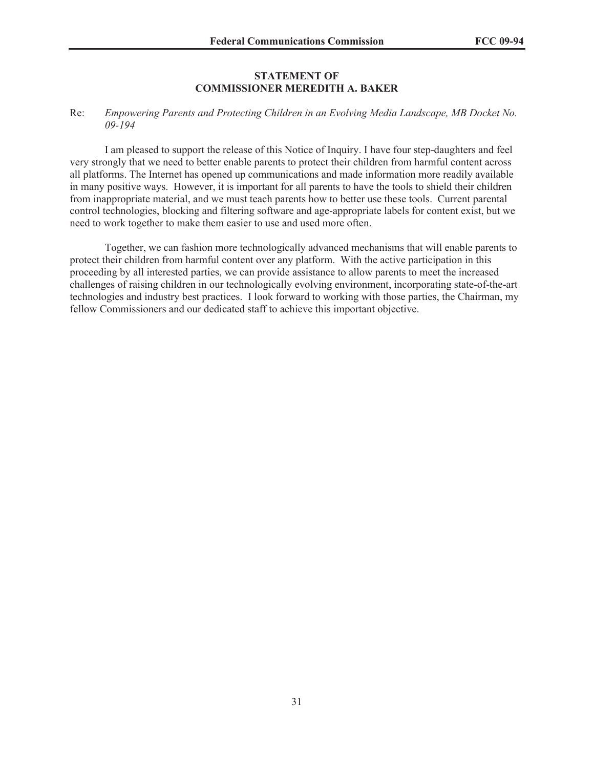**STATEMENT OF**
**COMMISSIONER MEREDITH A. BAKER**

Re: *Empowering Parents and Protecting Children in an Evolving Media Landscape, MB Docket No. 09-194*

I am pleased to support the release of this Notice of Inquiry. I have four step-daughters and feel very strongly that we need to better enable parents to protect their children from harmful content across all platforms. The Internet has opened up communications and made information more readily available in many positive ways. However, it is important for all parents to have the tools to shield their children from inappropriate material, and we must teach parents how to better use these tools. Current parental control technologies, blocking and filtering software and age-appropriate labels for content exist, but we need to work together to make them easier to use and used more often.

Together, we can fashion more technologically advanced mechanisms that will enable parents to protect their children from harmful content over any platform. With the active participation in this proceeding by all interested parties, we can provide assistance to allow parents to meet the increased challenges of raising children in our technologically evolving environment, incorporating state-of-the-art technologies and industry best practices. I look forward to working with those parties, the Chairman, my fellow Commissioners and our dedicated staff to achieve this important objective.